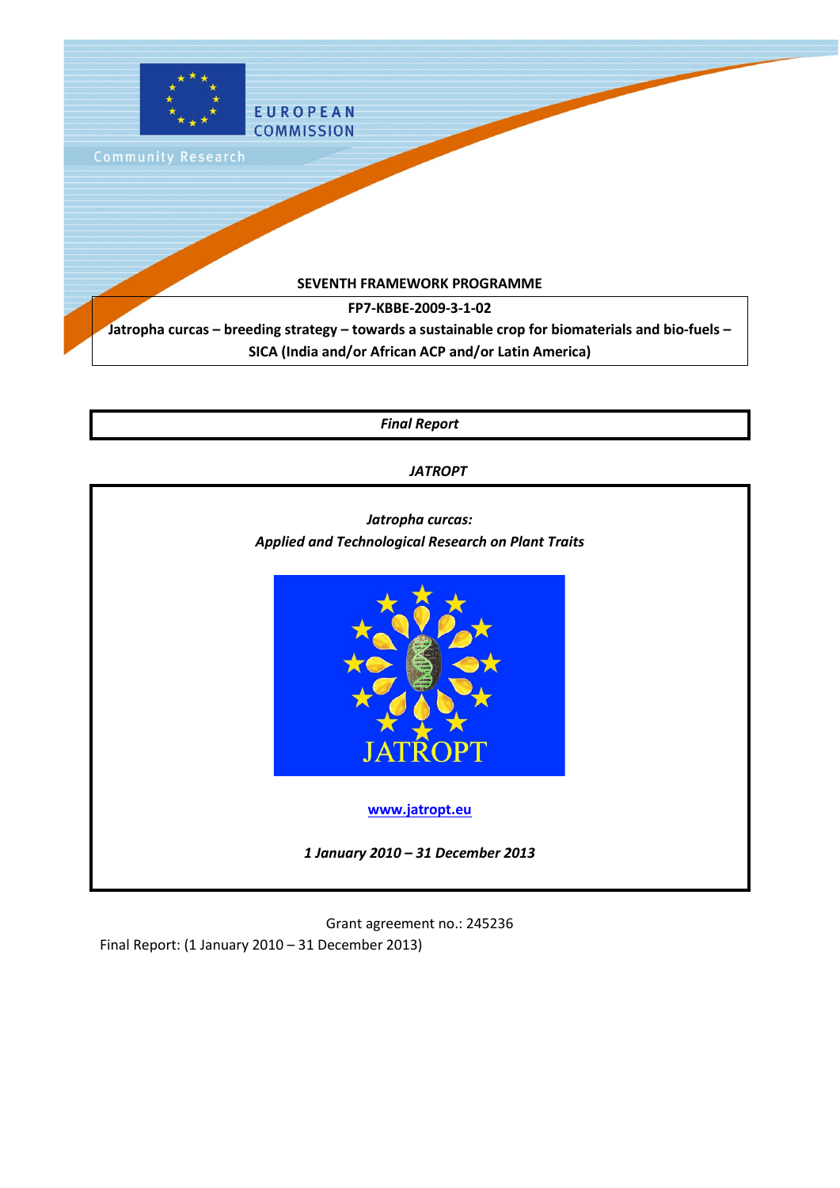EUROPEAN COMMISSION

Community Research

**SEVENTH FRAMEWORK PROGRAMME**

**FP7-KBBE-2009-3-1-02**

**Jatropha curcas – breeding strategy – towards a sustainable crop for biomaterials and bio-fuels – SICA (India and/or African ACP and/or Latin America)**

***Final Report***

***JATROPT***

*Jatropha curcas:*
*Applied and Technological Research on Plant Traits*

JATROPT

**www.jatropt.eu**

***1 January 2010 – 31 December 2013***

Grant agreement no.: 245236

Final Report: (1 January 2010 – 31 December 2013)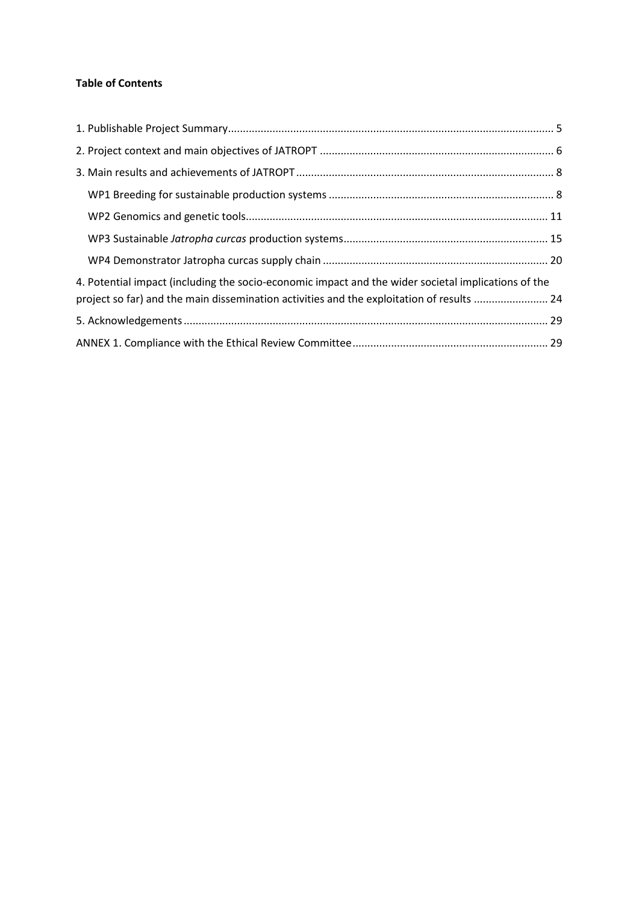**Table of Contents**

1. Publishable Project Summary ........................................................................................................ 5
2. Project context and main objectives of JATROPT ........................................................................ 6
3. Main results and achievements of JATROPT ................................................................................ 8
   - WP1 Breeding for sustainable production systems ................................................................... 8
   - WP2 Genomics and genetic tools................................................................................................ 11
   - WP3 Sustainable *Jatropha curcas* production systems.............................................................. 15
   - WP4 Demonstrator Jatropha curcas supply chain ..................................................................... 20
4. Potential impact (including the socio-economic impact and the wider societal implications of the project so far) and the main dissemination activities and the exploitation of results ......................... 24
5. Acknowledgements .................................................................................................................... 29

ANNEX 1. Compliance with the Ethical Review Committee ............................................................ 29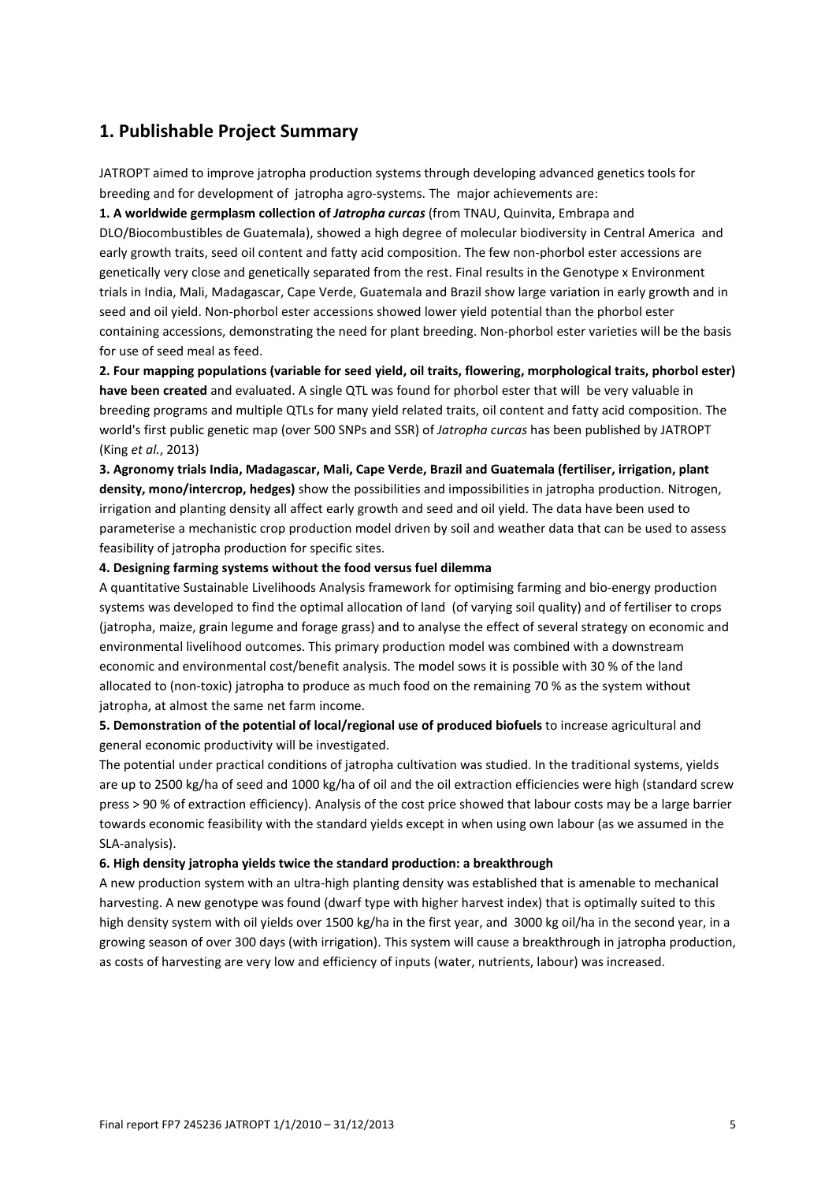## 1. Publishable Project Summary

JATROPT aimed to improve jatropha production systems through developing advanced genetics tools for breeding and for development of jatropha agro-systems. The major achievements are:

**1. A worldwide germplasm collection of *Jatropha curcas*** (from TNAU, Quinvita, Embrapa and DLO/Biocombustibles de Guatemala), showed a high degree of molecular biodiversity in Central America and early growth traits, seed oil content and fatty acid composition. The few non-phorbol ester accessions are genetically very close and genetically separated from the rest. Final results in the Genotype x Environment trials in India, Mali, Madagascar, Cape Verde, Guatemala and Brazil show large variation in early growth and in seed and oil yield. Non-phorbol ester accessions showed lower yield potential than the phorbol ester containing accessions, demonstrating the need for plant breeding. Non-phorbol ester varieties will be the basis for use of seed meal as feed.

**2. Four mapping populations (variable for seed yield, oil traits, flowering, morphological traits, phorbol ester) have been created** and evaluated. A single QTL was found for phorbol ester that will be very valuable in breeding programs and multiple QTLs for many yield related traits, oil content and fatty acid composition. The world's first public genetic map (over 500 SNPs and SSR) of *Jatropha curcas* has been published by JATROPT (King *et al.*, 2013)

**3. Agronomy trials India, Madagascar, Mali, Cape Verde, Brazil and Guatemala (fertiliser, irrigation, plant density, mono/intercrop, hedges)** show the possibilities and impossibilities in jatropha production. Nitrogen, irrigation and planting density all affect early growth and seed and oil yield. The data have been used to parameterise a mechanistic crop production model driven by soil and weather data that can be used to assess feasibility of jatropha production for specific sites.

**4. Designing farming systems without the food versus fuel dilemma**

A quantitative Sustainable Livelihoods Analysis framework for optimising farming and bio-energy production systems was developed to find the optimal allocation of land (of varying soil quality) and of fertiliser to crops (jatropha, maize, grain legume and forage grass) and to analyse the effect of several strategy on economic and environmental livelihood outcomes. This primary production model was combined with a downstream economic and environmental cost/benefit analysis. The model sows it is possible with 30 % of the land allocated to (non-toxic) jatropha to produce as much food on the remaining 70 % as the system without jatropha, at almost the same net farm income.

**5. Demonstration of the potential of local/regional use of produced biofuels** to increase agricultural and general economic productivity will be investigated.

The potential under practical conditions of jatropha cultivation was studied. In the traditional systems, yields are up to 2500 kg/ha of seed and 1000 kg/ha of oil and the oil extraction efficiencies were high (standard screw press > 90 % of extraction efficiency). Analysis of the cost price showed that labour costs may be a large barrier towards economic feasibility with the standard yields except in when using own labour (as we assumed in the SLA-analysis).

**6. High density jatropha yields twice the standard production: a breakthrough**

A new production system with an ultra-high planting density was established that is amenable to mechanical harvesting. A new genotype was found (dwarf type with higher harvest index) that is optimally suited to this high density system with oil yields over 1500 kg/ha in the first year, and 3000 kg oil/ha in the second year, in a growing season of over 300 days (with irrigation). This system will cause a breakthrough in jatropha production, as costs of harvesting are very low and efficiency of inputs (water, nutrients, labour) was increased.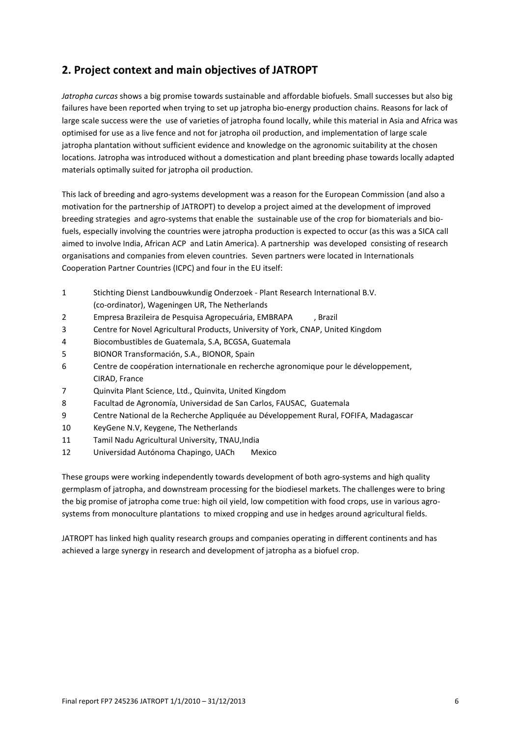## 2. Project context and main objectives of JATROPT

*Jatropha curcas* shows a big promise towards sustainable and affordable biofuels. Small successes but also big failures have been reported when trying to set up jatropha bio-energy production chains. Reasons for lack of large scale success were the use of varieties of jatropha found locally, while this material in Asia and Africa was optimised for use as a live fence and not for jatropha oil production, and implementation of large scale jatropha plantation without sufficient evidence and knowledge on the agronomic suitability at the chosen locations. Jatropha was introduced without a domestication and plant breeding phase towards locally adapted materials optimally suited for jatropha oil production.

This lack of breeding and agro-systems development was a reason for the European Commission (and also a motivation for the partnership of JATROPT) to develop a project aimed at the development of improved breeding strategies and agro-systems that enable the sustainable use of the crop for biomaterials and bio-fuels, especially involving the countries were jatropha production is expected to occur (as this was a SICA call aimed to involve India, African ACP and Latin America). A partnership was developed consisting of research organisations and companies from eleven countries. Seven partners were located in Internationals Cooperation Partner Countries (ICPC) and four in the EU itself:

1 Stichting Dienst Landbouwkundig Onderzoek - Plant Research International B.V. (co-ordinator), Wageningen UR, The Netherlands
2 Empresa Brazileira de Pesquisa Agropecuária, EMBRAPA , Brazil
3 Centre for Novel Agricultural Products, University of York, CNAP, United Kingdom
4 Biocombustibles de Guatemala, S.A, BCGSA, Guatemala
5 BIONOR Transformación, S.A., BIONOR, Spain
6 Centre de coopération internationale en recherche agronomique pour le développement, CIRAD, France
7 Quinvita Plant Science, Ltd., Quinvita, United Kingdom
8 Facultad de Agronomía, Universidad de San Carlos, FAUSAC, Guatemala
9 Centre National de la Recherche Appliquée au Développement Rural, FOFIFA, Madagascar
10 KeyGene N.V, Keygene, The Netherlands
11 Tamil Nadu Agricultural University, TNAU,India
12 Universidad Autónoma Chapingo, UACh Mexico

These groups were working independently towards development of both agro-systems and high quality germplasm of jatropha, and downstream processing for the biodiesel markets. The challenges were to bring the big promise of jatropha come true: high oil yield, low competition with food crops, use in various agro-systems from monoculture plantations to mixed cropping and use in hedges around agricultural fields.

JATROPT has linked high quality research groups and companies operating in different continents and has achieved a large synergy in research and development of jatropha as a biofuel crop.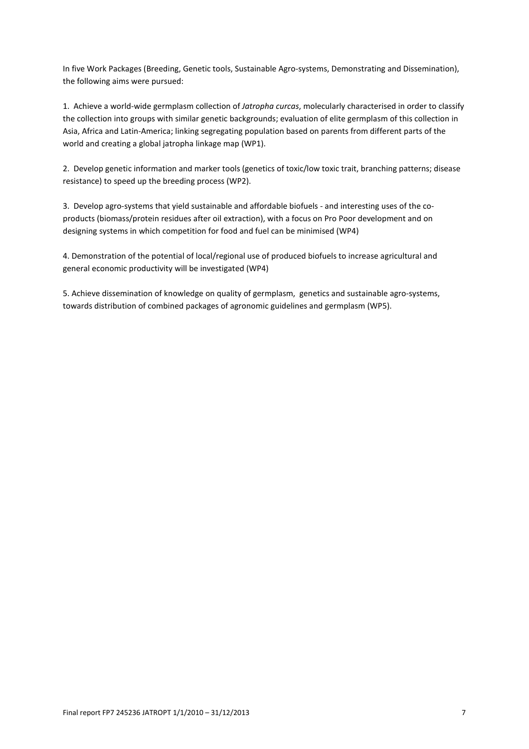In five Work Packages (Breeding, Genetic tools, Sustainable Agro-systems, Demonstrating and Dissemination), the following aims were pursued:

1. Achieve a world-wide germplasm collection of *Jatropha curcas*, molecularly characterised in order to classify the collection into groups with similar genetic backgrounds; evaluation of elite germplasm of this collection in Asia, Africa and Latin-America; linking segregating population based on parents from different parts of the world and creating a global jatropha linkage map (WP1).

2. Develop genetic information and marker tools (genetics of toxic/low toxic trait, branching patterns; disease resistance) to speed up the breeding process (WP2).

3. Develop agro-systems that yield sustainable and affordable biofuels - and interesting uses of the co-products (biomass/protein residues after oil extraction), with a focus on Pro Poor development and on designing systems in which competition for food and fuel can be minimised (WP4)

4. Demonstration of the potential of local/regional use of produced biofuels to increase agricultural and general economic productivity will be investigated (WP4)

5. Achieve dissemination of knowledge on quality of germplasm, genetics and sustainable agro-systems, towards distribution of combined packages of agronomic guidelines and germplasm (WP5).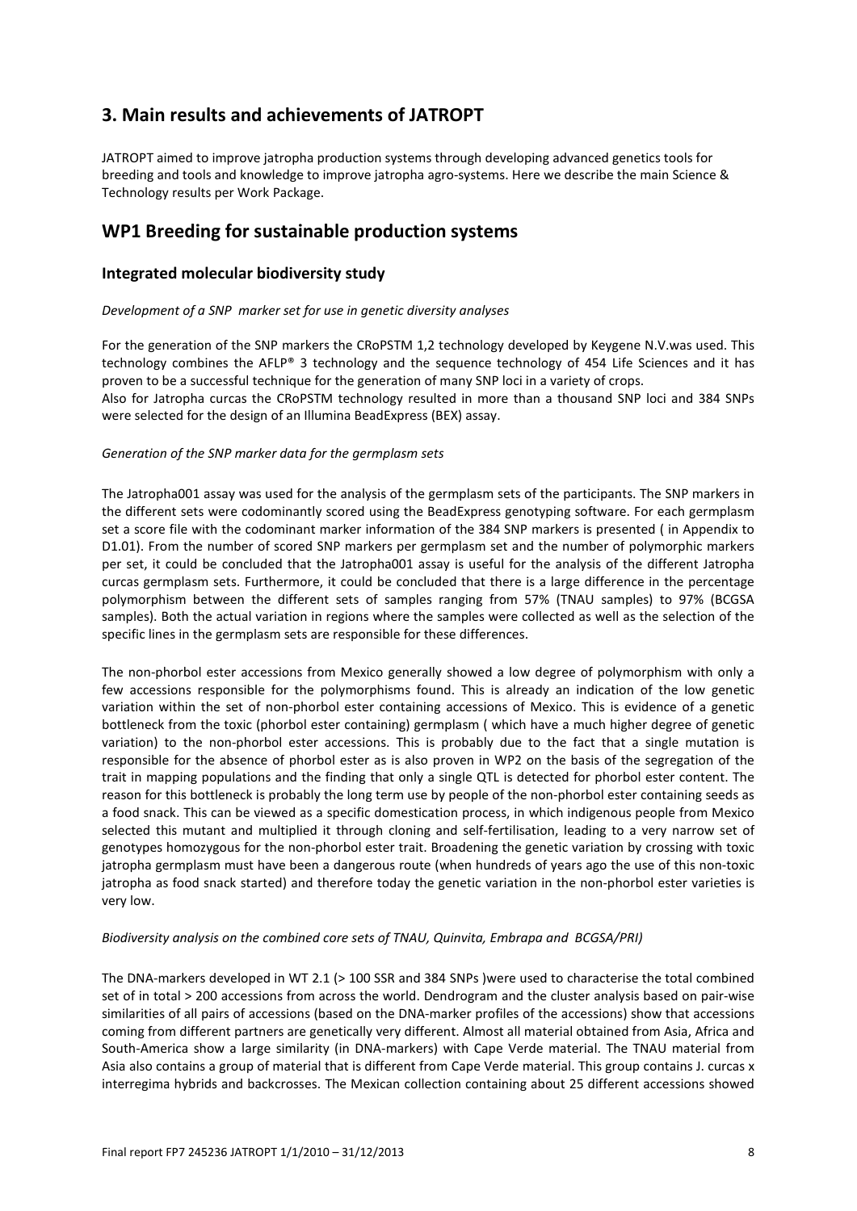## 3. Main results and achievements of JATROPT

JATROPT aimed to improve jatropha production systems through developing advanced genetics tools for breeding and tools and knowledge to improve jatropha agro-systems. Here we describe the main Science & Technology results per Work Package.

## WP1 Breeding for sustainable production systems

### Integrated molecular biodiversity study

*Development of a SNP marker set for use in genetic diversity analyses*

For the generation of the SNP markers the CRoPSTM 1,2 technology developed by Keygene N.V.was used. This technology combines the AFLP® 3 technology and the sequence technology of 454 Life Sciences and it has proven to be a successful technique for the generation of many SNP loci in a variety of crops.
Also for Jatropha curcas the CRoPSTM technology resulted in more than a thousand SNP loci and 384 SNPs were selected for the design of an Illumina BeadExpress (BEX) assay.

*Generation of the SNP marker data for the germplasm sets*

The Jatropha001 assay was used for the analysis of the germplasm sets of the participants. The SNP markers in the different sets were codominantly scored using the BeadExpress genotyping software. For each germplasm set a score file with the codominant marker information of the 384 SNP markers is presented ( in Appendix to D1.01). From the number of scored SNP markers per germplasm set and the number of polymorphic markers per set, it could be concluded that the Jatropha001 assay is useful for the analysis of the different Jatropha curcas germplasm sets. Furthermore, it could be concluded that there is a large difference in the percentage polymorphism between the different sets of samples ranging from 57% (TNAU samples) to 97% (BCGSA samples). Both the actual variation in regions where the samples were collected as well as the selection of the specific lines in the germplasm sets are responsible for these differences.

The non-phorbol ester accessions from Mexico generally showed a low degree of polymorphism with only a few accessions responsible for the polymorphisms found. This is already an indication of the low genetic variation within the set of non-phorbol ester containing accessions of Mexico. This is evidence of a genetic bottleneck from the toxic (phorbol ester containing) germplasm ( which have a much higher degree of genetic variation) to the non-phorbol ester accessions. This is probably due to the fact that a single mutation is responsible for the absence of phorbol ester as is also proven in WP2 on the basis of the segregation of the trait in mapping populations and the finding that only a single QTL is detected for phorbol ester content. The reason for this bottleneck is probably the long term use by people of the non-phorbol ester containing seeds as a food snack. This can be viewed as a specific domestication process, in which indigenous people from Mexico selected this mutant and multiplied it through cloning and self-fertilisation, leading to a very narrow set of genotypes homozygous for the non-phorbol ester trait. Broadening the genetic variation by crossing with toxic jatropha germplasm must have been a dangerous route (when hundreds of years ago the use of this non-toxic jatropha as food snack started) and therefore today the genetic variation in the non-phorbol ester varieties is very low.

*Biodiversity analysis on the combined core sets of TNAU, Quinvita, Embrapa and BCGSA/PRI)*

The DNA-markers developed in WT 2.1 (> 100 SSR and 384 SNPs )were used to characterise the total combined set of in total > 200 accessions from across the world. Dendrogram and the cluster analysis based on pair-wise similarities of all pairs of accessions (based on the DNA-marker profiles of the accessions) show that accessions coming from different partners are genetically very different. Almost all material obtained from Asia, Africa and South-America show a large similarity (in DNA-markers) with Cape Verde material. The TNAU material from Asia also contains a group of material that is different from Cape Verde material. This group contains J. curcas x interregima hybrids and backcrosses. The Mexican collection containing about 25 different accessions showed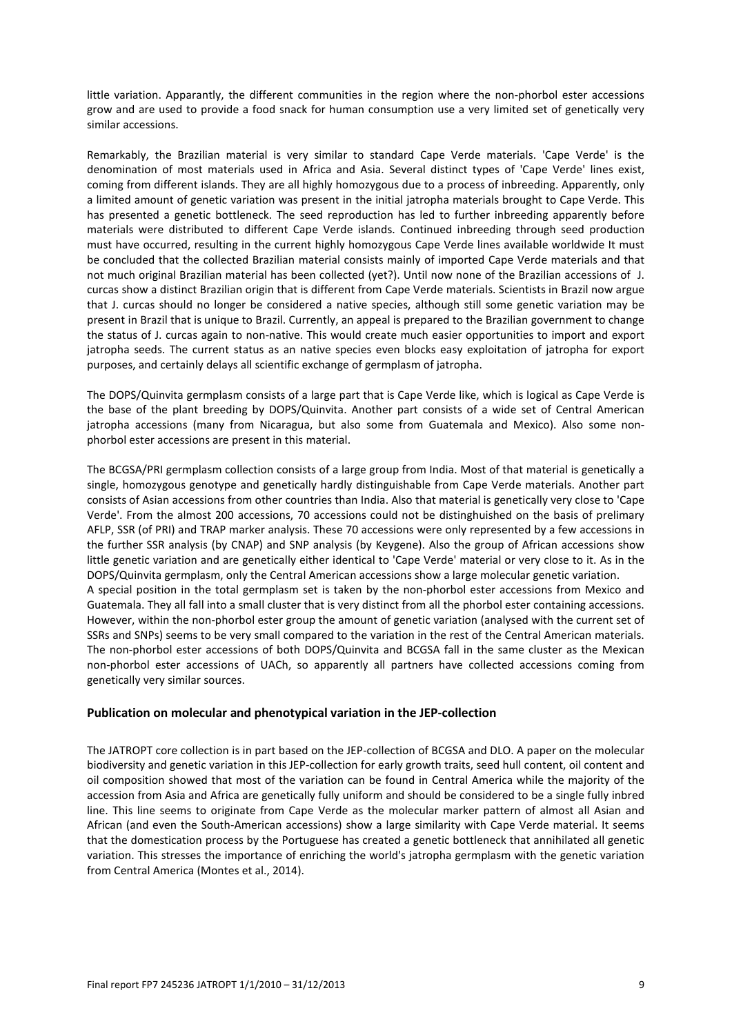little variation. Apparently, the different communities in the region where the non-phorbol ester accessions grow and are used to provide a food snack for human consumption use a very limited set of genetically very similar accessions.

Remarkably, the Brazilian material is very similar to standard Cape Verde materials. 'Cape Verde' is the denomination of most materials used in Africa and Asia. Several distinct types of 'Cape Verde' lines exist, coming from different islands. They are all highly homozygous due to a process of inbreeding. Apparently, only a limited amount of genetic variation was present in the initial jatropha materials brought to Cape Verde. This has presented a genetic bottleneck. The seed reproduction has led to further inbreeding apparently before materials were distributed to different Cape Verde islands. Continued inbreeding through seed production must have occurred, resulting in the current highly homozygous Cape Verde lines available worldwide It must be concluded that the collected Brazilian material consists mainly of imported Cape Verde materials and that not much original Brazilian material has been collected (yet?). Until now none of the Brazilian accessions of J. curcas show a distinct Brazilian origin that is different from Cape Verde materials. Scientists in Brazil now argue that J. curcas should no longer be considered a native species, although still some genetic variation may be present in Brazil that is unique to Brazil. Currently, an appeal is prepared to the Brazilian government to change the status of J. curcas again to non-native. This would create much easier opportunities to import and export jatropha seeds. The current status as an native species even blocks easy exploitation of jatropha for export purposes, and certainly delays all scientific exchange of germplasm of jatropha.

The DOPS/Quinvita germplasm consists of a large part that is Cape Verde like, which is logical as Cape Verde is the base of the plant breeding by DOPS/Quinvita. Another part consists of a wide set of Central American jatropha accessions (many from Nicaragua, but also some from Guatemala and Mexico). Also some non-phorbol ester accessions are present in this material.

The BCGSA/PRI germplasm collection consists of a large group from India. Most of that material is genetically a single, homozygous genotype and genetically hardly distinguishable from Cape Verde materials. Another part consists of Asian accessions from other countries than India. Also that material is genetically very close to 'Cape Verde'. From the almost 200 accessions, 70 accessions could not be distinghuished on the basis of prelimary AFLP, SSR (of PRI) and TRAP marker analysis. These 70 accessions were only represented by a few accessions in the further SSR analysis (by CNAP) and SNP analysis (by Keygene). Also the group of African accessions show little genetic variation and are genetically either identical to 'Cape Verde' material or very close to it. As in the DOPS/Quinvita germplasm, only the Central American accessions show a large molecular genetic variation.

A special position in the total germplasm set is taken by the non-phorbol ester accessions from Mexico and Guatemala. They all fall into a small cluster that is very distinct from all the phorbol ester containing accessions. However, within the non-phorbol ester group the amount of genetic variation (analysed with the current set of SSRs and SNPs) seems to be very small compared to the variation in the rest of the Central American materials. The non-phorbol ester accessions of both DOPS/Quinvita and BCGSA fall in the same cluster as the Mexican non-phorbol ester accessions of UACh, so apparently all partners have collected accessions coming from genetically very similar sources.

### Publication on molecular and phenotypical variation in the JEP-collection

The JATROPT core collection is in part based on the JEP-collection of BCGSA and DLO. A paper on the molecular biodiversity and genetic variation in this JEP-collection for early growth traits, seed hull content, oil content and oil composition showed that most of the variation can be found in Central America while the majority of the accession from Asia and Africa are genetically fully uniform and should be considered to be a single fully inbred line. This line seems to originate from Cape Verde as the molecular marker pattern of almost all Asian and African (and even the South-American accessions) show a large similarity with Cape Verde material. It seems that the domestication process by the Portuguese has created a genetic bottleneck that annihilated all genetic variation. This stresses the importance of enriching the world's jatropha germplasm with the genetic variation from Central America (Montes et al., 2014).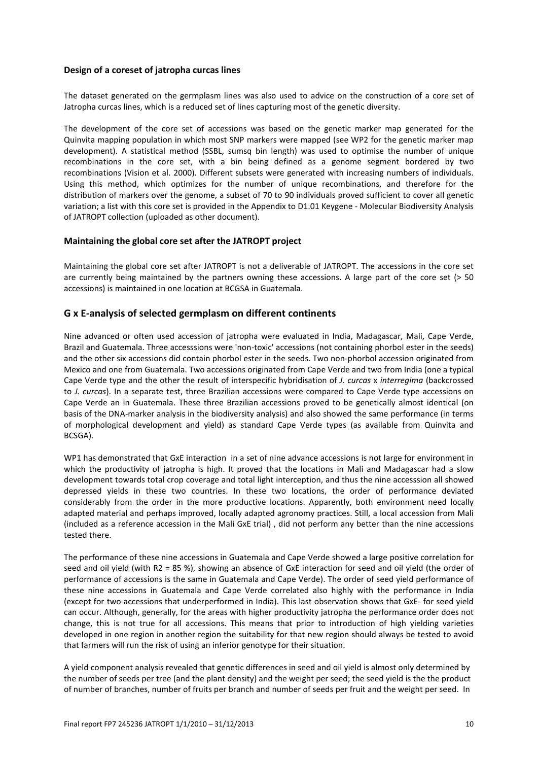**Design of a coreset of jatropha curcas lines**

The dataset generated on the germplasm lines was also used to advice on the construction of a core set of Jatropha curcas lines, which is a reduced set of lines capturing most of the genetic diversity.

The development of the core set of accessions was based on the genetic marker map generated for the Quinvita mapping population in which most SNP markers were mapped (see WP2 for the genetic marker map development). A statistical method (SSBL, sumsq bin length) was used to optimise the number of unique recombinations in the core set, with a bin being defined as a genome segment bordered by two recombinations (Vision et al. 2000). Different subsets were generated with increasing numbers of individuals. Using this method, which optimizes for the number of unique recombinations, and therefore for the distribution of markers over the genome, a subset of 70 to 90 individuals proved sufficient to cover all genetic variation; a list with this core set is provided in the Appendix to D1.01 Keygene - Molecular Biodiversity Analysis of JATROPT collection (uploaded as other document).

**Maintaining the global core set after the JATROPT project**

Maintaining the global core set after JATROPT is not a deliverable of JATROPT. The accessions in the core set are currently being maintained by the partners owning these accessions. A large part of the core set (> 50 accessions) is maintained in one location at BCGSA in Guatemala.

## G x E-analysis of selected germplasm on different continents

Nine advanced or often used accession of jatropha were evaluated in India, Madagascar, Mali, Cape Verde, Brazil and Guatemala. Three accesssions were 'non-toxic' accessions (not containing phorbol ester in the seeds) and the other six accessions did contain phorbol ester in the seeds. Two non-phorbol accession originated from Mexico and one from Guatemala. Two accessions originated from Cape Verde and two from India (one a typical Cape Verde type and the other the result of interspecific hybridisation of *J. curcas* x *interregima* (backcrossed to *J. curcas*). In a separate test, three Brazilian accessions were compared to Cape Verde type accessions on Cape Verde an in Guatemala. These three Brazilian accessions proved to be genetically almost identical (on basis of the DNA-marker analysis in the biodiversity analysis) and also showed the same performance (in terms of morphological development and yield) as standard Cape Verde types (as available from Quinvita and BCSGA).

WP1 has demonstrated that GxE interaction in a set of nine advance accessions is not large for environment in which the productivity of jatropha is high. It proved that the locations in Mali and Madagascar had a slow development towards total crop coverage and total light interception, and thus the nine accesssion all showed depressed yields in these two countries. In these two locations, the order of performance deviated considerably from the order in the more productive locations. Apparently, both environment need locally adapted material and perhaps improved, locally adapted agronomy practices. Still, a local accession from Mali (included as a reference accession in the Mali GxE trial) , did not perform any better than the nine accessions tested there.

The performance of these nine accessions in Guatemala and Cape Verde showed a large positive correlation for seed and oil yield (with R2 = 85 %), showing an absence of GxE interaction for seed and oil yield (the order of performance of accessions is the same in Guatemala and Cape Verde). The order of seed yield performance of these nine accessions in Guatemala and Cape Verde correlated also highly with the performance in India (except for two accessions that underperformed in India). This last observation shows that GxE- for seed yield can occur. Although, generally, for the areas with higher productivity jatropha the performance order does not change, this is not true for all accessions. This means that prior to introduction of high yielding varieties developed in one region in another region the suitability for that new region should always be tested to avoid that farmers will run the risk of using an inferior genotype for their situation.

A yield component analysis revealed that genetic differences in seed and oil yield is almost only determined by the number of seeds per tree (and the plant density) and the weight per seed; the seed yield is the the product of number of branches, number of fruits per branch and number of seeds per fruit and the weight per seed. In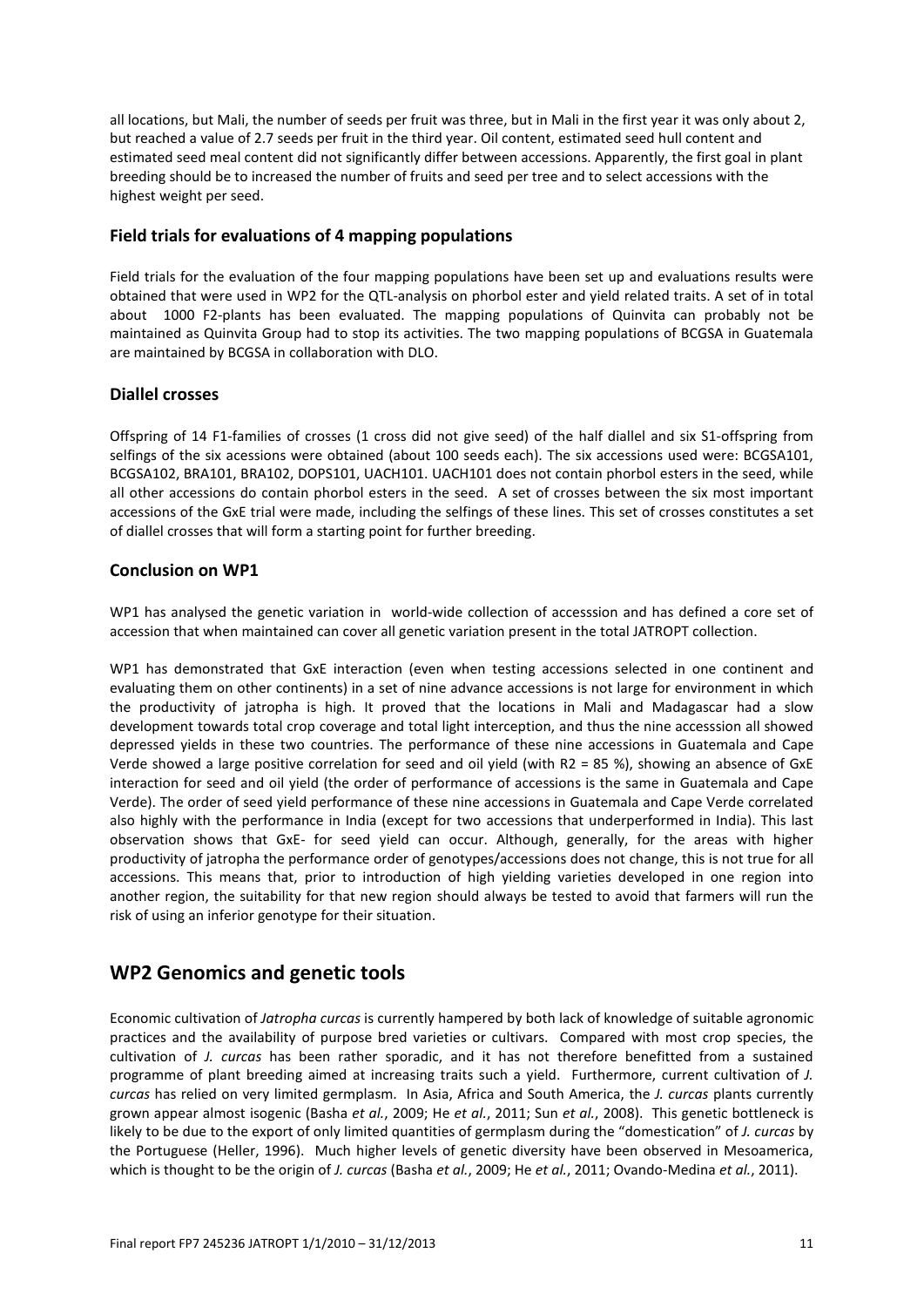all locations, but Mali, the number of seeds per fruit was three, but in Mali in the first year it was only about 2, but reached a value of 2.7 seeds per fruit in the third year. Oil content, estimated seed hull content and estimated seed meal content did not significantly differ between accessions. Apparently, the first goal in plant breeding should be to increased the number of fruits and seed per tree and to select accessions with the highest weight per seed.

### Field trials for evaluations of 4 mapping populations

Field trials for the evaluation of the four mapping populations have been set up and evaluations results were obtained that were used in WP2 for the QTL-analysis on phorbol ester and yield related traits. A set of in total about 1000 F2-plants has been evaluated. The mapping populations of Quinvita can probably not be maintained as Quinvita Group had to stop its activities. The two mapping populations of BCGSA in Guatemala are maintained by BCGSA in collaboration with DLO.

### Diallel crosses

Offspring of 14 F1-families of crosses (1 cross did not give seed) of the half diallel and six S1-offspring from selfings of the six acessions were obtained (about 100 seeds each). The six accessions used were: BCGSA101, BCGSA102, BRA101, BRA102, DOPS101, UACH101. UACH101 does not contain phorbol esters in the seed, while all other accessions do contain phorbol esters in the seed. A set of crosses between the six most important accessions of the GxE trial were made, including the selfings of these lines. This set of crosses constitutes a set of diallel crosses that will form a starting point for further breeding.

### Conclusion on WP1

WP1 has analysed the genetic variation in world-wide collection of accesssion and has defined a core set of accession that when maintained can cover all genetic variation present in the total JATROPT collection.

WP1 has demonstrated that GxE interaction (even when testing accessions selected in one continent and evaluating them on other continents) in a set of nine advance accessions is not large for environment in which the productivity of jatropha is high. It proved that the locations in Mali and Madagascar had a slow development towards total crop coverage and total light interception, and thus the nine accesssion all showed depressed yields in these two countries. The performance of these nine accessions in Guatemala and Cape Verde showed a large positive correlation for seed and oil yield (with $R2 = 85$ %), showing an absence of GxE interaction for seed and oil yield (the order of performance of accessions is the same in Guatemala and Cape Verde). The order of seed yield performance of these nine accessions in Guatemala and Cape Verde correlated also highly with the performance in India (except for two accessions that underperformed in India). This last observation shows that GxE- for seed yield can occur. Although, generally, for the areas with higher productivity of jatropha the performance order of genotypes/accessions does not change, this is not true for all accessions. This means that, prior to introduction of high yielding varieties developed in one region into another region, the suitability for that new region should always be tested to avoid that farmers will run the risk of using an inferior genotype for their situation.

## WP2 Genomics and genetic tools

Economic cultivation of *Jatropha curcas* is currently hampered by both lack of knowledge of suitable agronomic practices and the availability of purpose bred varieties or cultivars. Compared with most crop species, the cultivation of *J. curcas* has been rather sporadic, and it has not therefore benefitted from a sustained programme of plant breeding aimed at increasing traits such a yield. Furthermore, current cultivation of *J. curcas* has relied on very limited germplasm. In Asia, Africa and South America, the *J. curcas* plants currently grown appear almost isogenic (Basha *et al.*, 2009; He *et al.*, 2011; Sun *et al.*, 2008). This genetic bottleneck is likely to be due to the export of only limited quantities of germplasm during the "domestication" of *J. curcas* by the Portuguese (Heller, 1996). Much higher levels of genetic diversity have been observed in Mesoamerica, which is thought to be the origin of *J. curcas* (Basha *et al.*, 2009; He *et al.*, 2011; Ovando-Medina *et al.*, 2011).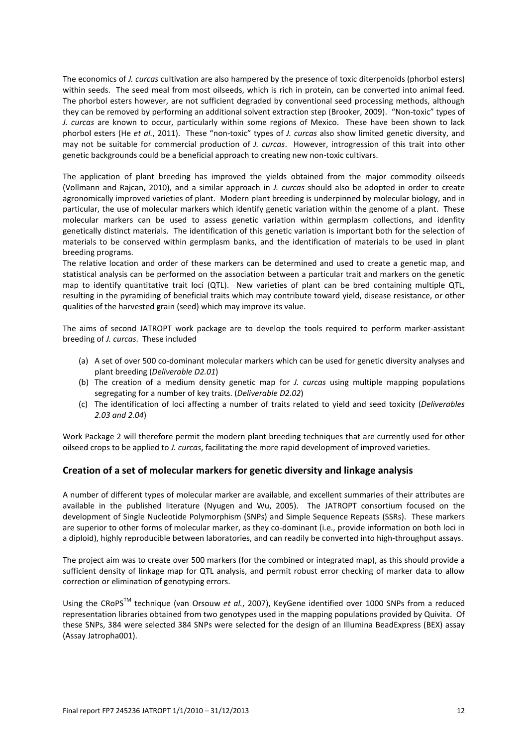The economics of *J. curcas* cultivation are also hampered by the presence of toxic diterpenoids (phorbol esters) within seeds. The seed meal from most oilseeds, which is rich in protein, can be converted into animal feed. The phorbol esters however, are not sufficient degraded by conventional seed processing methods, although they can be removed by performing an additional solvent extraction step (Brooker, 2009). "Non-toxic" types of *J. curcas* are known to occur, particularly within some regions of Mexico. These have been shown to lack phorbol esters (He *et al.*, 2011). These "non-toxic" types of *J. curcas* also show limited genetic diversity, and may not be suitable for commercial production of *J. curcas*. However, introgression of this trait into other genetic backgrounds could be a beneficial approach to creating new non-toxic cultivars.

The application of plant breeding has improved the yields obtained from the major commodity oilseeds (Vollmann and Rajcan, 2010), and a similar approach in *J. curcas* should also be adopted in order to create agronomically improved varieties of plant. Modern plant breeding is underpinned by molecular biology, and in particular, the use of molecular markers which identify genetic variation within the genome of a plant. These molecular markers can be used to assess genetic variation within germplasm collections, and idenfity genetically distinct materials. The identification of this genetic variation is important both for the selection of materials to be conserved within germplasm banks, and the identification of materials to be used in plant breeding programs.

The relative location and order of these markers can be determined and used to create a genetic map, and statistical analysis can be performed on the association between a particular trait and markers on the genetic map to identify quantitative trait loci (QTL). New varieties of plant can be bred containing multiple QTL, resulting in the pyramiding of beneficial traits which may contribute toward yield, disease resistance, or other qualities of the harvested grain (seed) which may improve its value.

The aims of second JATROPT work package are to develop the tools required to perform marker-assistant breeding of *J. curcas*. These included

(a) A set of over 500 co-dominant molecular markers which can be used for genetic diversity analyses and plant breeding (*Deliverable D2.01*)

(b) The creation of a medium density genetic map for *J. curcas* using multiple mapping populations segregating for a number of key traits. (*Deliverable D2.02*)

(c) The identification of loci affecting a number of traits related to yield and seed toxicity (*Deliverables 2.03 and 2.04*)

Work Package 2 will therefore permit the modern plant breeding techniques that are currently used for other oilseed crops to be applied to *J. curcas*, facilitating the more rapid development of improved varieties.

## Creation of a set of molecular markers for genetic diversity and linkage analysis

A number of different types of molecular marker are available, and excellent summaries of their attributes are available in the published literature (Nyugen and Wu, 2005). The JATROPT consortium focused on the development of Single Nucleotide Polymorphism (SNPs) and Simple Sequence Repeats (SSRs). These markers are superior to other forms of molecular marker, as they co-dominant (i.e., provide information on both loci in a diploid), highly reproducible between laboratories, and can readily be converted into high-throughput assays.

The project aim was to create over 500 markers (for the combined or integrated map), as this should provide a sufficient density of linkage map for QTL analysis, and permit robust error checking of marker data to allow correction or elimination of genotyping errors.

Using the CRoPS™ technique (van Orsouw *et al.*, 2007), KeyGene identified over 1000 SNPs from a reduced representation libraries obtained from two genotypes used in the mapping populations provided by Quivita. Of these SNPs, 384 were selected 384 SNPs were selected for the design of an Illumina BeadExpress (BEX) assay (Assay Jatropha001).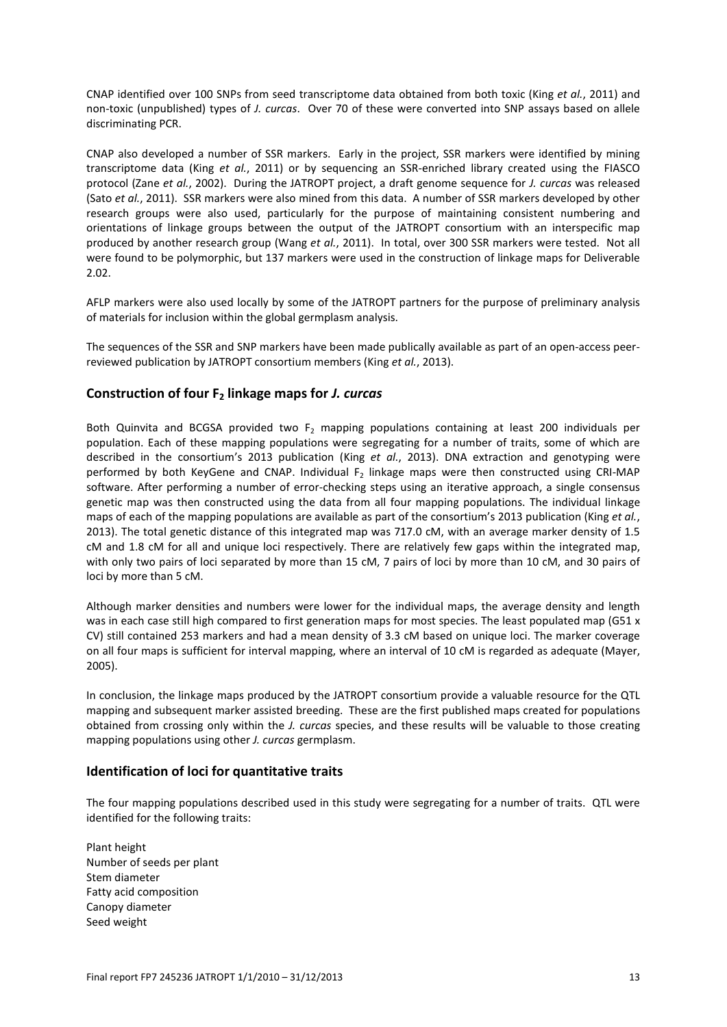CNAP identified over 100 SNPs from seed transcriptome data obtained from both toxic (King *et al.*, 2011) and non-toxic (unpublished) types of *J. curcas*. Over 70 of these were converted into SNP assays based on allele discriminating PCR.

CNAP also developed a number of SSR markers. Early in the project, SSR markers were identified by mining transcriptome data (King *et al.*, 2011) or by sequencing an SSR-enriched library created using the FIASCO protocol (Zane *et al.*, 2002). During the JATROPT project, a draft genome sequence for *J. curcas* was released (Sato *et al.*, 2011). SSR markers were also mined from this data. A number of SSR markers developed by other research groups were also used, particularly for the purpose of maintaining consistent numbering and orientations of linkage groups between the output of the JATROPT consortium with an interspecific map produced by another research group (Wang *et al.*, 2011). In total, over 300 SSR markers were tested. Not all were found to be polymorphic, but 137 markers were used in the construction of linkage maps for Deliverable 2.02.

AFLP markers were also used locally by some of the JATROPT partners for the purpose of preliminary analysis of materials for inclusion within the global germplasm analysis.

The sequences of the SSR and SNP markers have been made publically available as part of an open-access peer-reviewed publication by JATROPT consortium members (King *et al.*, 2013).

## Construction of four $F_2$ linkage maps for *J. curcas*

Both Quinvita and BCGSA provided two $F_2$ mapping populations containing at least 200 individuals per population. Each of these mapping populations were segregating for a number of traits, some of which are described in the consortium's 2013 publication (King *et al.*, 2013). DNA extraction and genotyping were performed by both KeyGene and CNAP. Individual $F_2$ linkage maps were then constructed using CRI-MAP software. After performing a number of error-checking steps using an iterative approach, a single consensus genetic map was then constructed using the data from all four mapping populations. The individual linkage maps of each of the mapping populations are available as part of the consortium's 2013 publication (King *et al.*, 2013). The total genetic distance of this integrated map was 717.0 cM, with an average marker density of 1.5 cM and 1.8 cM for all and unique loci respectively. There are relatively few gaps within the integrated map, with only two pairs of loci separated by more than 15 cM, 7 pairs of loci by more than 10 cM, and 30 pairs of loci by more than 5 cM.

Although marker densities and numbers were lower for the individual maps, the average density and length was in each case still high compared to first generation maps for most species. The least populated map (G51 x CV) still contained 253 markers and had a mean density of 3.3 cM based on unique loci. The marker coverage on all four maps is sufficient for interval mapping, where an interval of 10 cM is regarded as adequate (Mayer, 2005).

In conclusion, the linkage maps produced by the JATROPT consortium provide a valuable resource for the QTL mapping and subsequent marker assisted breeding. These are the first published maps created for populations obtained from crossing only within the *J. curcas* species, and these results will be valuable to those creating mapping populations using other *J. curcas* germplasm.

## Identification of loci for quantitative traits

The four mapping populations described used in this study were segregating for a number of traits. QTL were identified for the following traits:

Plant height
Number of seeds per plant
Stem diameter
Fatty acid composition
Canopy diameter
Seed weight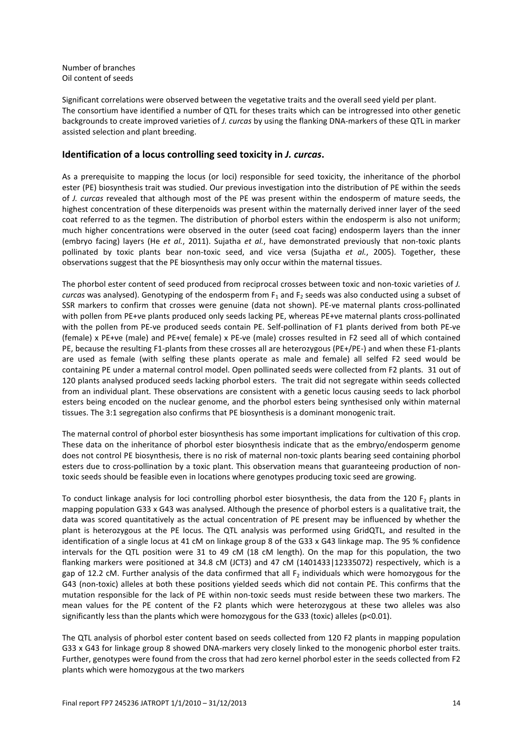Number of branches
Oil content of seeds

Significant correlations were observed between the vegetative traits and the overall seed yield per plant.
The consortium have identified a number of QTL for theses traits which can be introgressed into other genetic backgrounds to create improved varieties of *J. curcas* by using the flanking DNA-markers of these QTL in marker assisted selection and plant breeding.

## Identification of a locus controlling seed toxicity in *J. curcas*.

As a prerequisite to mapping the locus (or loci) responsible for seed toxicity, the inheritance of the phorbol ester (PE) biosynthesis trait was studied. Our previous investigation into the distribution of PE within the seeds of *J. curcas* revealed that although most of the PE was present within the endosperm of mature seeds, the highest concentration of these diterpenoids was present within the maternally derived inner layer of the seed coat referred to as the tegmen. The distribution of phorbol esters within the endosperm is also not uniform; much higher concentrations were observed in the outer (seed coat facing) endosperm layers than the inner (embryo facing) layers (He *et al.*, 2011). Sujatha *et al.*, have demonstrated previously that non-toxic plants pollinated by toxic plants bear non-toxic seed, and vice versa (Sujatha *et al.*, 2005). Together, these observations suggest that the PE biosynthesis may only occur within the maternal tissues.

The phorbol ester content of seed produced from reciprocal crosses between toxic and non-toxic varieties of *J. curcas* was analysed). Genotyping of the endosperm from $F_1$ and $F_2$ seeds was also conducted using a subset of SSR markers to confirm that crosses were genuine (data not shown). PE-ve maternal plants cross-pollinated with pollen from PE+ve plants produced only seeds lacking PE, whereas PE+ve maternal plants cross-pollinated with the pollen from PE-ve produced seeds contain PE. Self-pollination of F1 plants derived from both PE-ve (female) x PE+ve (male) and PE+ve( female) x PE-ve (male) crosses resulted in F2 seed all of which contained PE, because the resulting F1-plants from these crosses all are heterozygous (PE+/PE-) and when these F1-plants are used as female (with selfing these plants operate as male and female) all selfed F2 seed would be containing PE under a maternal control model. Open pollinated seeds were collected from F2 plants. 31 out of 120 plants analysed produced seeds lacking phorbol esters. The trait did not segregate within seeds collected from an individual plant. These observations are consistent with a genetic locus causing seeds to lack phorbol esters being encoded on the nuclear genome, and the phorbol esters being synthesised only within maternal tissues. The 3:1 segregation also confirms that PE biosynthesis is a dominant monogenic trait.

The maternal control of phorbol ester biosynthesis has some important implications for cultivation of this crop. These data on the inheritance of phorbol ester biosynthesis indicate that as the embryo/endosperm genome does not control PE biosynthesis, there is no risk of maternal non-toxic plants bearing seed containing phorbol esters due to cross-pollination by a toxic plant. This observation means that guaranteeing production of non-toxic seeds should be feasible even in locations where genotypes producing toxic seed are growing.

To conduct linkage analysis for loci controlling phorbol ester biosynthesis, the data from the 120 $F_2$ plants in mapping population G33 x G43 was analysed. Although the presence of phorbol esters is a qualitative trait, the data was scored quantitatively as the actual concentration of PE present may be influenced by whether the plant is heterozygous at the PE locus. The QTL analysis was performed using GridQTL, and resulted in the identification of a single locus at 41 cM on linkage group 8 of the G33 x G43 linkage map. The 95 % confidence intervals for the QTL position were 31 to 49 cM (18 cM length). On the map for this population, the two flanking markers were positioned at 34.8 cM (JCT3) and 47 cM (1401433|12335072) respectively, which is a gap of 12.2 cM. Further analysis of the data confirmed that all $F_2$ individuals which were homozygous for the G43 (non-toxic) alleles at both these positions yielded seeds which did not contain PE. This confirms that the mutation responsible for the lack of PE within non-toxic seeds must reside between these two markers. The mean values for the PE content of the F2 plants which were heterozygous at these two alleles was also significantly less than the plants which were homozygous for the G33 (toxic) alleles ($p<0.01$).

The QTL analysis of phorbol ester content based on seeds collected from 120 F2 plants in mapping population G33 x G43 for linkage group 8 showed DNA-markers very closely linked to the monogenic phorbol ester traits. Further, genotypes were found from the cross that had zero kernel phorbol ester in the seeds collected from F2 plants which were homozygous at the two markers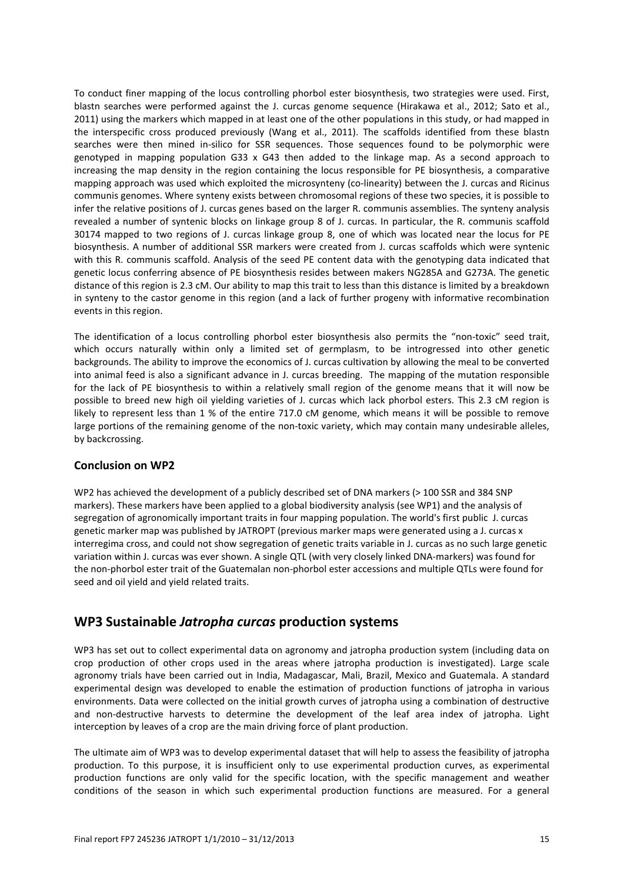To conduct finer mapping of the locus controlling phorbol ester biosynthesis, two strategies were used. First, blastn searches were performed against the J. curcas genome sequence (Hirakawa et al., 2012; Sato et al., 2011) using the markers which mapped in at least one of the other populations in this study, or had mapped in the interspecific cross produced previously (Wang et al., 2011). The scaffolds identified from these blastn searches were then mined in-silico for SSR sequences. Those sequences found to be polymorphic were genotyped in mapping population G33 x G43 then added to the linkage map. As a second approach to increasing the map density in the region containing the locus responsible for PE biosynthesis, a comparative mapping approach was used which exploited the microsynteny (co-linearity) between the J. curcas and Ricinus communis genomes. Where synteny exists between chromosomal regions of these two species, it is possible to infer the relative positions of J. curcas genes based on the larger R. communis assemblies. The synteny analysis revealed a number of syntenic blocks on linkage group 8 of J. curcas. In particular, the R. communis scaffold 30174 mapped to two regions of J. curcas linkage group 8, one of which was located near the locus for PE biosynthesis. A number of additional SSR markers were created from J. curcas scaffolds which were syntenic with this R. communis scaffold. Analysis of the seed PE content data with the genotyping data indicated that genetic locus conferring absence of PE biosynthesis resides between makers NG285A and G273A. The genetic distance of this region is 2.3 cM. Our ability to map this trait to less than this distance is limited by a breakdown in synteny to the castor genome in this region (and a lack of further progeny with informative recombination events in this region.

The identification of a locus controlling phorbol ester biosynthesis also permits the "non-toxic" seed trait, which occurs naturally within only a limited set of germplasm, to be introgressed into other genetic backgrounds. The ability to improve the economics of J. curcas cultivation by allowing the meal to be converted into animal feed is also a significant advance in J. curcas breeding. The mapping of the mutation responsible for the lack of PE biosynthesis to within a relatively small region of the genome means that it will now be possible to breed new high oil yielding varieties of J. curcas which lack phorbol esters. This 2.3 cM region is likely to represent less than 1 % of the entire 717.0 cM genome, which means it will be possible to remove large portions of the remaining genome of the non-toxic variety, which may contain many undesirable alleles, by backcrossing.

### Conclusion on WP2

WP2 has achieved the development of a publicly described set of DNA markers (> 100 SSR and 384 SNP markers). These markers have been applied to a global biodiversity analysis (see WP1) and the analysis of segregation of agronomically important traits in four mapping population. The world's first public J. curcas genetic marker map was published by JATROPT (previous marker maps were generated using a J. curcas x interregima cross, and could not show segregation of genetic traits variable in J. curcas as no such large genetic variation within J. curcas was ever shown. A single QTL (with very closely linked DNA-markers) was found for the non-phorbol ester trait of the Guatemalan non-phorbol ester accessions and multiple QTLs were found for seed and oil yield and yield related traits.

## WP3 Sustainable *Jatropha curcas* production systems

WP3 has set out to collect experimental data on agronomy and jatropha production system (including data on crop production of other crops used in the areas where jatropha production is investigated). Large scale agronomy trials have been carried out in India, Madagascar, Mali, Brazil, Mexico and Guatemala. A standard experimental design was developed to enable the estimation of production functions of jatropha in various environments. Data were collected on the initial growth curves of jatropha using a combination of destructive and non-destructive harvests to determine the development of the leaf area index of jatropha. Light interception by leaves of a crop are the main driving force of plant production.

The ultimate aim of WP3 was to develop experimental dataset that will help to assess the feasibility of jatropha production. To this purpose, it is insufficient only to use experimental production curves, as experimental production functions are only valid for the specific location, with the specific management and weather conditions of the season in which such experimental production functions are measured. For a general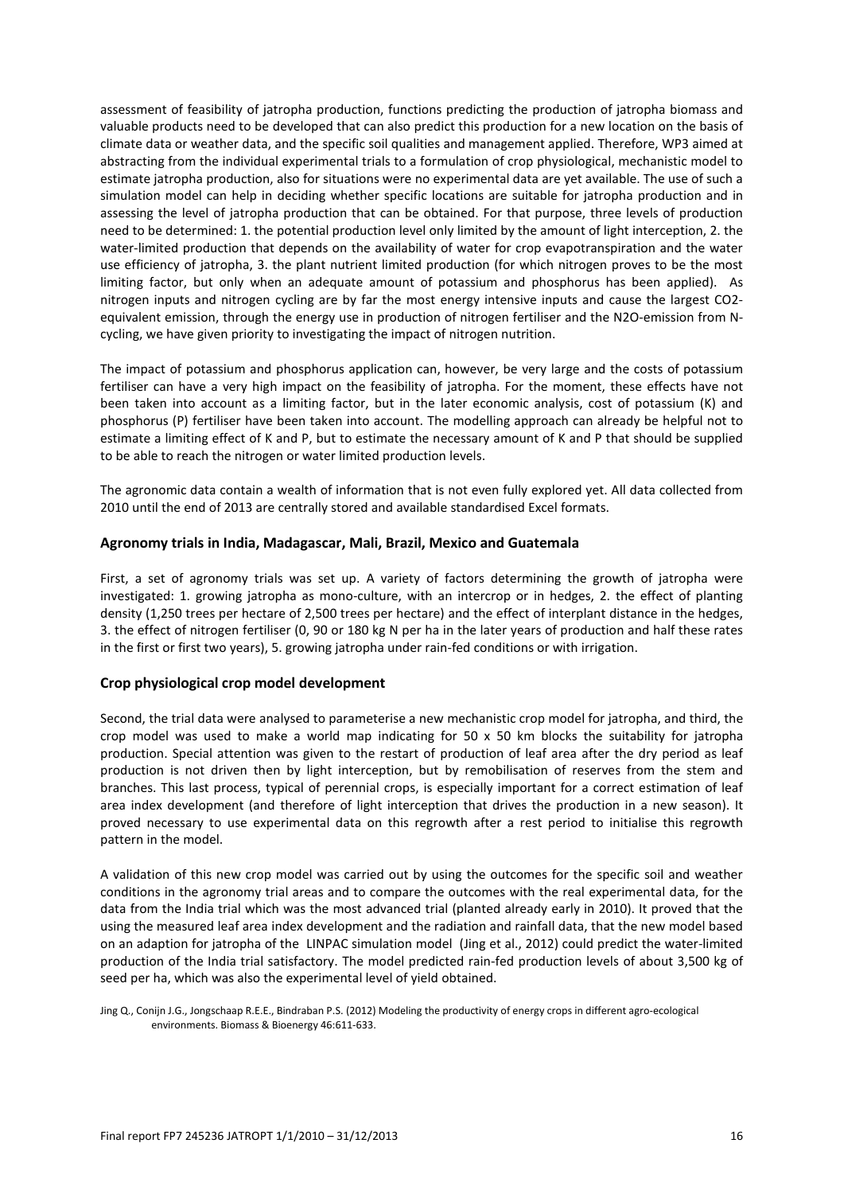assessment of feasibility of jatropha production, functions predicting the production of jatropha biomass and valuable products need to be developed that can also predict this production for a new location on the basis of climate data or weather data, and the specific soil qualities and management applied. Therefore, WP3 aimed at abstracting from the individual experimental trials to a formulation of crop physiological, mechanistic model to estimate jatropha production, also for situations were no experimental data are yet available. The use of such a simulation model can help in deciding whether specific locations are suitable for jatropha production and in assessing the level of jatropha production that can be obtained. For that purpose, three levels of production need to be determined: 1. the potential production level only limited by the amount of light interception, 2. the water-limited production that depends on the availability of water for crop evapotranspiration and the water use efficiency of jatropha, 3. the plant nutrient limited production (for which nitrogen proves to be the most limiting factor, but only when an adequate amount of potassium and phosphorus has been applied). As nitrogen inputs and nitrogen cycling are by far the most energy intensive inputs and cause the largest CO2-equivalent emission, through the energy use in production of nitrogen fertiliser and the N2O-emission from N-cycling, we have given priority to investigating the impact of nitrogen nutrition.

The impact of potassium and phosphorus application can, however, be very large and the costs of potassium fertiliser can have a very high impact on the feasibility of jatropha. For the moment, these effects have not been taken into account as a limiting factor, but in the later economic analysis, cost of potassium (K) and phosphorus (P) fertiliser have been taken into account. The modelling approach can already be helpful not to estimate a limiting effect of K and P, but to estimate the necessary amount of K and P that should be supplied to be able to reach the nitrogen or water limited production levels.

The agronomic data contain a wealth of information that is not even fully explored yet. All data collected from 2010 until the end of 2013 are centrally stored and available standardised Excel formats.

### Agronomy trials in India, Madagascar, Mali, Brazil, Mexico and Guatemala

First, a set of agronomy trials was set up. A variety of factors determining the growth of jatropha were investigated: 1. growing jatropha as mono-culture, with an intercrop or in hedges, 2. the effect of planting density (1,250 trees per hectare of 2,500 trees per hectare) and the effect of interplant distance in the hedges, 3. the effect of nitrogen fertiliser (0, 90 or 180 kg N per ha in the later years of production and half these rates in the first or first two years), 5. growing jatropha under rain-fed conditions or with irrigation.

### Crop physiological crop model development

Second, the trial data were analysed to parameterise a new mechanistic crop model for jatropha, and third, the crop model was used to make a world map indicating for 50 x 50 km blocks the suitability for jatropha production. Special attention was given to the restart of production of leaf area after the dry period as leaf production is not driven then by light interception, but by remobilisation of reserves from the stem and branches. This last process, typical of perennial crops, is especially important for a correct estimation of leaf area index development (and therefore of light interception that drives the production in a new season). It proved necessary to use experimental data on this regrowth after a rest period to initialise this regrowth pattern in the model.

A validation of this new crop model was carried out by using the outcomes for the specific soil and weather conditions in the agronomy trial areas and to compare the outcomes with the real experimental data, for the data from the India trial which was the most advanced trial (planted already early in 2010). It proved that the using the measured leaf area index development and the radiation and rainfall data, that the new model based on an adaption for jatropha of the LINPAC simulation model (Jing et al., 2012) could predict the water-limited production of the India trial satisfactory. The model predicted rain-fed production levels of about 3,500 kg of seed per ha, which was also the experimental level of yield obtained.

Jing Q., Conijn J.G., Jongschaap R.E.E., Bindraban P.S. (2012) Modeling the productivity of energy crops in different agro-ecological environments. Biomass & Bioenergy 46:611-633.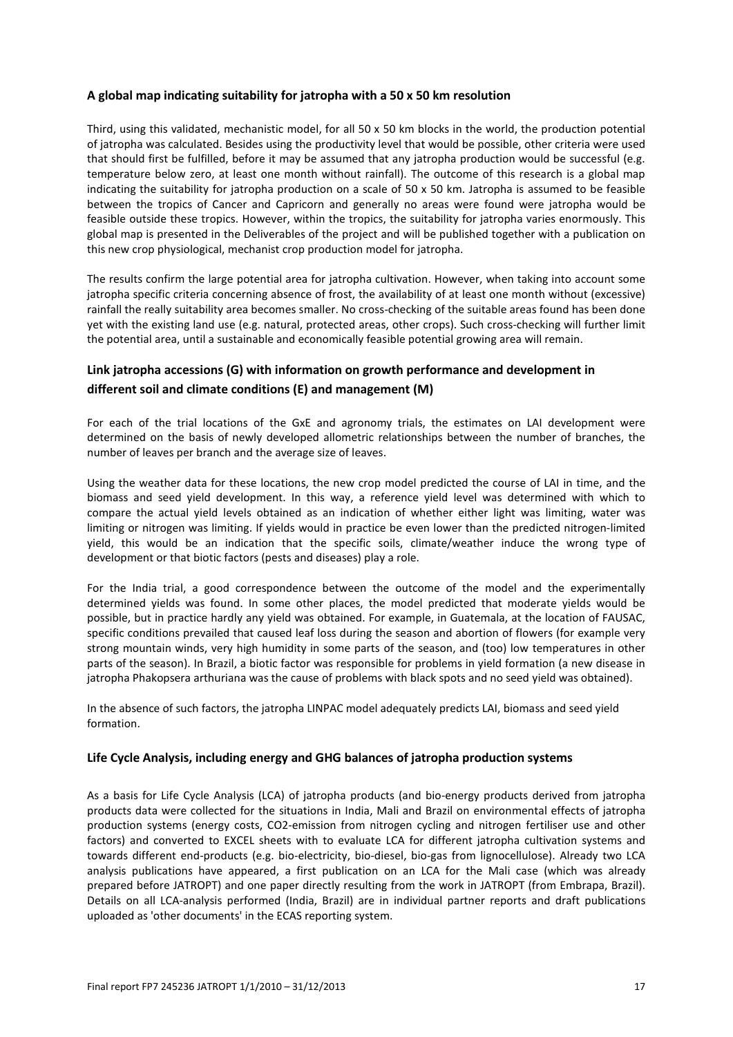### A global map indicating suitability for jatropha with a 50 x 50 km resolution

Third, using this validated, mechanistic model, for all 50 x 50 km blocks in the world, the production potential of jatropha was calculated. Besides using the productivity level that would be possible, other criteria were used that should first be fulfilled, before it may be assumed that any jatropha production would be successful (e.g. temperature below zero, at least one month without rainfall). The outcome of this research is a global map indicating the suitability for jatropha production on a scale of 50 x 50 km. Jatropha is assumed to be feasible between the tropics of Cancer and Capricorn and generally no areas were found were jatropha would be feasible outside these tropics. However, within the tropics, the suitability for jatropha varies enormously. This global map is presented in the Deliverables of the project and will be published together with a publication on this new crop physiological, mechanist crop production model for jatropha.

The results confirm the large potential area for jatropha cultivation. However, when taking into account some jatropha specific criteria concerning absence of frost, the availability of at least one month without (excessive) rainfall the really suitability area becomes smaller. No cross-checking of the suitable areas found has been done yet with the existing land use (e.g. natural, protected areas, other crops). Such cross-checking will further limit the potential area, until a sustainable and economically feasible potential growing area will remain.

### Link jatropha accessions (G) with information on growth performance and development in different soil and climate conditions (E) and management (M)

For each of the trial locations of the GxE and agronomy trials, the estimates on LAI development were determined on the basis of newly developed allometric relationships between the number of branches, the number of leaves per branch and the average size of leaves.

Using the weather data for these locations, the new crop model predicted the course of LAI in time, and the biomass and seed yield development. In this way, a reference yield level was determined with which to compare the actual yield levels obtained as an indication of whether either light was limiting, water was limiting or nitrogen was limiting. If yields would in practice be even lower than the predicted nitrogen-limited yield, this would be an indication that the specific soils, climate/weather induce the wrong type of development or that biotic factors (pests and diseases) play a role.

For the India trial, a good correspondence between the outcome of the model and the experimentally determined yields was found. In some other places, the model predicted that moderate yields would be possible, but in practice hardly any yield was obtained. For example, in Guatemala, at the location of FAUSAC, specific conditions prevailed that caused leaf loss during the season and abortion of flowers (for example very strong mountain winds, very high humidity in some parts of the season, and (too) low temperatures in other parts of the season). In Brazil, a biotic factor was responsible for problems in yield formation (a new disease in jatropha Phakopsera arthuriana was the cause of problems with black spots and no seed yield was obtained).

In the absence of such factors, the jatropha LINPAC model adequately predicts LAI, biomass and seed yield formation.

### Life Cycle Analysis, including energy and GHG balances of jatropha production systems

As a basis for Life Cycle Analysis (LCA) of jatropha products (and bio-energy products derived from jatropha products data were collected for the situations in India, Mali and Brazil on environmental effects of jatropha production systems (energy costs, CO2-emission from nitrogen cycling and nitrogen fertiliser use and other factors) and converted to EXCEL sheets with to evaluate LCA for different jatropha cultivation systems and towards different end-products (e.g. bio-electricity, bio-diesel, bio-gas from lignocellulose). Already two LCA analysis publications have appeared, a first publication on an LCA for the Mali case (which was already prepared before JATROPT) and one paper directly resulting from the work in JATROPT (from Embrapa, Brazil). Details on all LCA-analysis performed (India, Brazil) are in individual partner reports and draft publications uploaded as 'other documents' in the ECAS reporting system.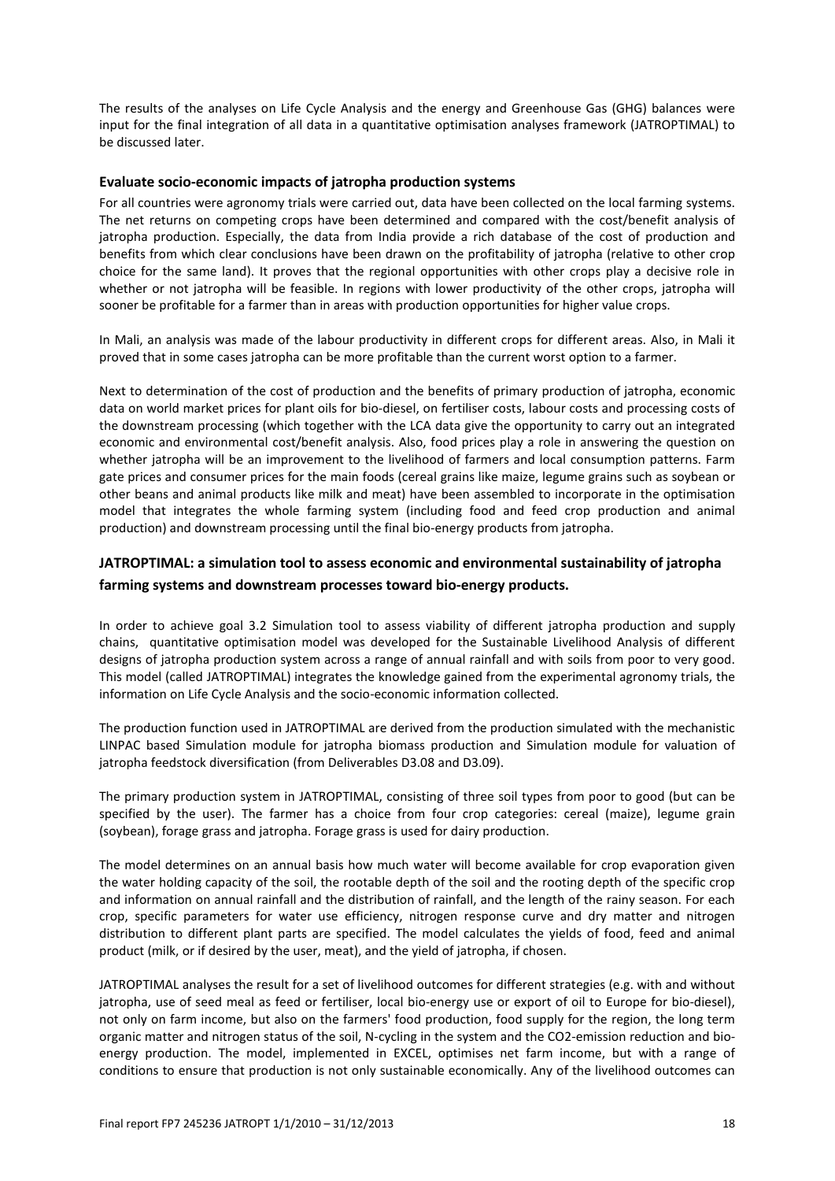The results of the analyses on Life Cycle Analysis and the energy and Greenhouse Gas (GHG) balances were input for the final integration of all data in a quantitative optimisation analyses framework (JATROPTIMAL) to be discussed later.

### Evaluate socio-economic impacts of jatropha production systems

For all countries were agronomy trials were carried out, data have been collected on the local farming systems. The net returns on competing crops have been determined and compared with the cost/benefit analysis of jatropha production. Especially, the data from India provide a rich database of the cost of production and benefits from which clear conclusions have been drawn on the profitability of jatropha (relative to other crop choice for the same land). It proves that the regional opportunities with other crops play a decisive role in whether or not jatropha will be feasible. In regions with lower productivity of the other crops, jatropha will sooner be profitable for a farmer than in areas with production opportunities for higher value crops.

In Mali, an analysis was made of the labour productivity in different crops for different areas. Also, in Mali it proved that in some cases jatropha can be more profitable than the current worst option to a farmer.

Next to determination of the cost of production and the benefits of primary production of jatropha, economic data on world market prices for plant oils for bio-diesel, on fertiliser costs, labour costs and processing costs of the downstream processing (which together with the LCA data give the opportunity to carry out an integrated economic and environmental cost/benefit analysis. Also, food prices play a role in answering the question on whether jatropha will be an improvement to the livelihood of farmers and local consumption patterns. Farm gate prices and consumer prices for the main foods (cereal grains like maize, legume grains such as soybean or other beans and animal products like milk and meat) have been assembled to incorporate in the optimisation model that integrates the whole farming system (including food and feed crop production and animal production) and downstream processing until the final bio-energy products from jatropha.

## JATROPTIMAL: a simulation tool to assess economic and environmental sustainability of jatropha farming systems and downstream processes toward bio-energy products.

In order to achieve goal 3.2 Simulation tool to assess viability of different jatropha production and supply chains, quantitative optimisation model was developed for the Sustainable Livelihood Analysis of different designs of jatropha production system across a range of annual rainfall and with soils from poor to very good. This model (called JATROPTIMAL) integrates the knowledge gained from the experimental agronomy trials, the information on Life Cycle Analysis and the socio-economic information collected.

The production function used in JATROPTIMAL are derived from the production simulated with the mechanistic LINPAC based Simulation module for jatropha biomass production and Simulation module for valuation of jatropha feedstock diversification (from Deliverables D3.08 and D3.09).

The primary production system in JATROPTIMAL, consisting of three soil types from poor to good (but can be specified by the user). The farmer has a choice from four crop categories: cereal (maize), legume grain (soybean), forage grass and jatropha. Forage grass is used for dairy production.

The model determines on an annual basis how much water will become available for crop evaporation given the water holding capacity of the soil, the rootable depth of the soil and the rooting depth of the specific crop and information on annual rainfall and the distribution of rainfall, and the length of the rainy season. For each crop, specific parameters for water use efficiency, nitrogen response curve and dry matter and nitrogen distribution to different plant parts are specified. The model calculates the yields of food, feed and animal product (milk, or if desired by the user, meat), and the yield of jatropha, if chosen.

JATROPTIMAL analyses the result for a set of livelihood outcomes for different strategies (e.g. with and without jatropha, use of seed meal as feed or fertiliser, local bio-energy use or export of oil to Europe for bio-diesel), not only on farm income, but also on the farmers' food production, food supply for the region, the long term organic matter and nitrogen status of the soil, N-cycling in the system and the CO2-emission reduction and bio-energy production. The model, implemented in EXCEL, optimises net farm income, but with a range of conditions to ensure that production is not only sustainable economically. Any of the livelihood outcomes can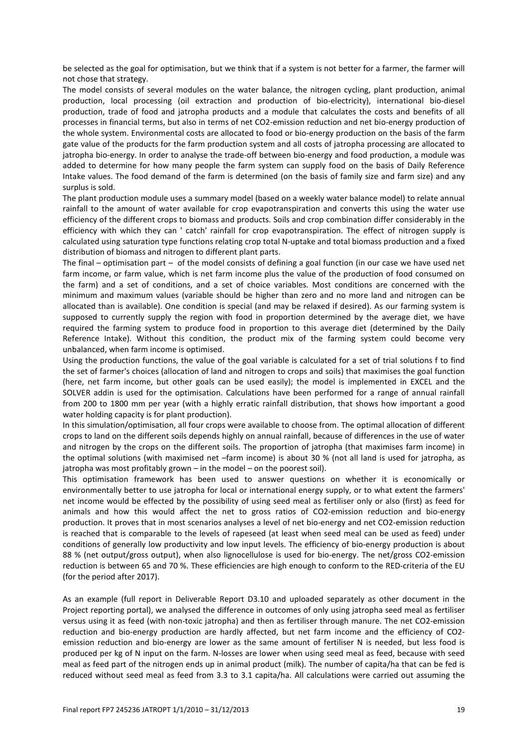be selected as the goal for optimisation, but we think that if a system is not better for a farmer, the farmer will not chose that strategy.

The model consists of several modules on the water balance, the nitrogen cycling, plant production, animal production, local processing (oil extraction and production of bio-electricity), international bio-diesel production, trade of food and jatropha products and a module that calculates the costs and benefits of all processes in financial terms, but also in terms of net $CO_2$-emission reduction and net bio-energy production of the whole system. Environmental costs are allocated to food or bio-energy production on the basis of the farm gate value of the products for the farm production system and all costs of jatropha processing are allocated to jatropha bio-energy. In order to analyse the trade-off between bio-energy and food production, a module was added to determine for how many people the farm system can supply food on the basis of Daily Reference Intake values. The food demand of the farm is determined (on the basis of family size and farm size) and any surplus is sold.

The plant production module uses a summary model (based on a weekly water balance model) to relate annual rainfall to the amount of water available for crop evapotranspiration and converts this using the water use efficiency of the different crops to biomass and products. Soils and crop combination differ considerably in the efficiency with which they can ' catch' rainfall for crop evapotranspiration. The effect of nitrogen supply is calculated using saturation type functions relating crop total N-uptake and total biomass production and a fixed distribution of biomass and nitrogen to different plant parts.

The final – optimisation part – of the model consists of defining a goal function (in our case we have used net farm income, or farm value, which is net farm income plus the value of the production of food consumed on the farm) and a set of conditions, and a set of choice variables. Most conditions are concerned with the minimum and maximum values (variable should be higher than zero and no more land and nitrogen can be allocated than is available). One condition is special (and may be relaxed if desired). As our farming system is supposed to currently supply the region with food in proportion determined by the average diet, we have required the farming system to produce food in proportion to this average diet (determined by the Daily Reference Intake). Without this condition, the product mix of the farming system could become very unbalanced, when farm income is optimised.

Using the production functions, the value of the goal variable is calculated for a set of trial solutions f to find the set of farmer's choices (allocation of land and nitrogen to crops and soils) that maximises the goal function (here, net farm income, but other goals can be used easily); the model is implemented in EXCEL and the SOLVER addin is used for the optimisation. Calculations have been performed for a range of annual rainfall from 200 to 1800 mm per year (with a highly erratic rainfall distribution, that shows how important a good water holding capacity is for plant production).

In this simulation/optimisation, all four crops were available to choose from. The optimal allocation of different crops to land on the different soils depends highly on annual rainfall, because of differences in the use of water and nitrogen by the crops on the different soils. The proportion of jatropha (that maximises farm income) in the optimal solutions (with maximised net –farm income) is about 30 % (not all land is used for jatropha, as jatropha was most profitably grown – in the model – on the poorest soil).

This optimisation framework has been used to answer questions on whether it is economically or environmentally better to use jatropha for local or international energy supply, or to what extent the farmers' net income would be effected by the possibility of using seed meal as fertiliser only or also (first) as feed for animals and how this would affect the net to gross ratios of $CO_2$-emission reduction and bio-energy production. It proves that in most scenarios analyses a level of net bio-energy and net $CO_2$-emission reduction is reached that is comparable to the levels of rapeseed (at least when seed meal can be used as feed) under conditions of generally low productivity and low input levels. The efficiency of bio-energy production is about 88 % (net output/gross output), when also lignocellulose is used for bio-energy. The net/gross $CO_2$-emission reduction is between 65 and 70 %. These efficiencies are high enough to conform to the RED-criteria of the EU (for the period after 2017).

As an example (full report in Deliverable Report D3.10 and uploaded separately as other document in the Project reporting portal), we analysed the difference in outcomes of only using jatropha seed meal as fertiliser versus using it as feed (with non-toxic jatropha) and then as fertiliser through manure. The net $CO_2$-emission reduction and bio-energy production are hardly affected, but net farm income and the efficiency of $CO_2$-emission reduction and bio-energy are lower as the same amount of fertiliser N is needed, but less food is produced per kg of N input on the farm. N-losses are lower when using seed meal as feed, because with seed meal as feed part of the nitrogen ends up in animal product (milk). The number of capita/ha that can be fed is reduced without seed meal as feed from 3.3 to 3.1 capita/ha. All calculations were carried out assuming the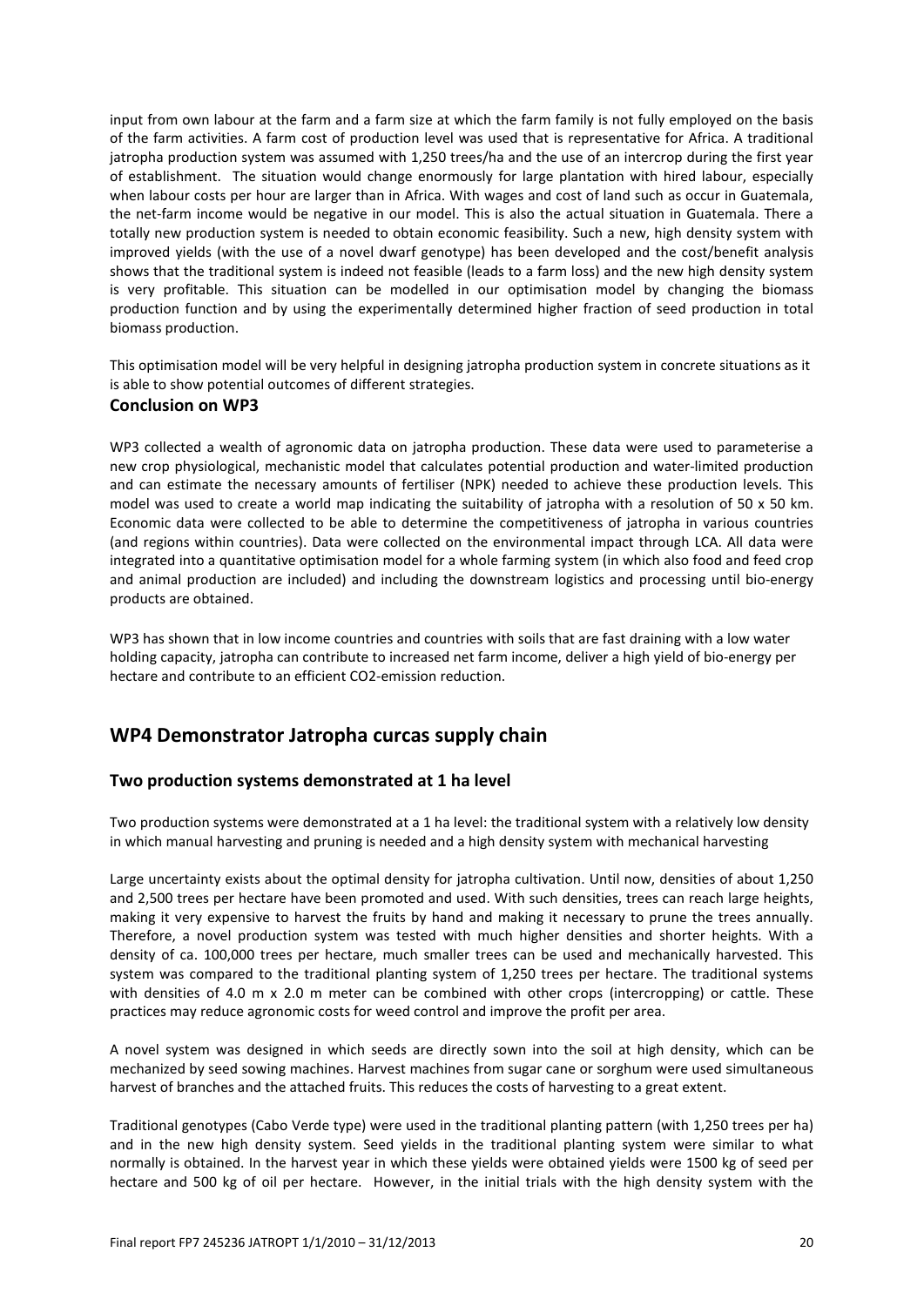input from own labour at the farm and a farm size at which the farm family is not fully employed on the basis of the farm activities. A farm cost of production level was used that is representative for Africa. A traditional jatropha production system was assumed with 1,250 trees/ha and the use of an intercrop during the first year of establishment. The situation would change enormously for large plantation with hired labour, especially when labour costs per hour are larger than in Africa. With wages and cost of land such as occur in Guatemala, the net-farm income would be negative in our model. This is also the actual situation in Guatemala. There a totally new production system is needed to obtain economic feasibility. Such a new, high density system with improved yields (with the use of a novel dwarf genotype) has been developed and the cost/benefit analysis shows that the traditional system is indeed not feasible (leads to a farm loss) and the new high density system is very profitable. This situation can be modelled in our optimisation model by changing the biomass production function and by using the experimentally determined higher fraction of seed production in total biomass production.

This optimisation model will be very helpful in designing jatropha production system in concrete situations as it is able to show potential outcomes of different strategies.

### Conclusion on WP3

WP3 collected a wealth of agronomic data on jatropha production. These data were used to parameterise a new crop physiological, mechanistic model that calculates potential production and water-limited production and can estimate the necessary amounts of fertiliser (NPK) needed to achieve these production levels. This model was used to create a world map indicating the suitability of jatropha with a resolution of 50 x 50 km. Economic data were collected to be able to determine the competitiveness of jatropha in various countries (and regions within countries). Data were collected on the environmental impact through LCA. All data were integrated into a quantitative optimisation model for a whole farming system (in which also food and feed crop and animal production are included) and including the downstream logistics and processing until bio-energy products are obtained.

WP3 has shown that in low income countries and countries with soils that are fast draining with a low water holding capacity, jatropha can contribute to increased net farm income, deliver a high yield of bio-energy per hectare and contribute to an efficient CO2-emission reduction.

## WP4 Demonstrator Jatropha curcas supply chain

### Two production systems demonstrated at 1 ha level

Two production systems were demonstrated at a 1 ha level: the traditional system with a relatively low density in which manual harvesting and pruning is needed and a high density system with mechanical harvesting

Large uncertainty exists about the optimal density for jatropha cultivation. Until now, densities of about 1,250 and 2,500 trees per hectare have been promoted and used. With such densities, trees can reach large heights, making it very expensive to harvest the fruits by hand and making it necessary to prune the trees annually. Therefore, a novel production system was tested with much higher densities and shorter heights. With a density of ca. 100,000 trees per hectare, much smaller trees can be used and mechanically harvested. This system was compared to the traditional planting system of 1,250 trees per hectare. The traditional systems with densities of 4.0 m x 2.0 m meter can be combined with other crops (intercropping) or cattle. These practices may reduce agronomic costs for weed control and improve the profit per area.

A novel system was designed in which seeds are directly sown into the soil at high density, which can be mechanized by seed sowing machines. Harvest machines from sugar cane or sorghum were used simultaneous harvest of branches and the attached fruits. This reduces the costs of harvesting to a great extent.

Traditional genotypes (Cabo Verde type) were used in the traditional planting pattern (with 1,250 trees per ha) and in the new high density system. Seed yields in the traditional planting system were similar to what normally is obtained. In the harvest year in which these yields were obtained yields were 1500 kg of seed per hectare and 500 kg of oil per hectare. However, in the initial trials with the high density system with the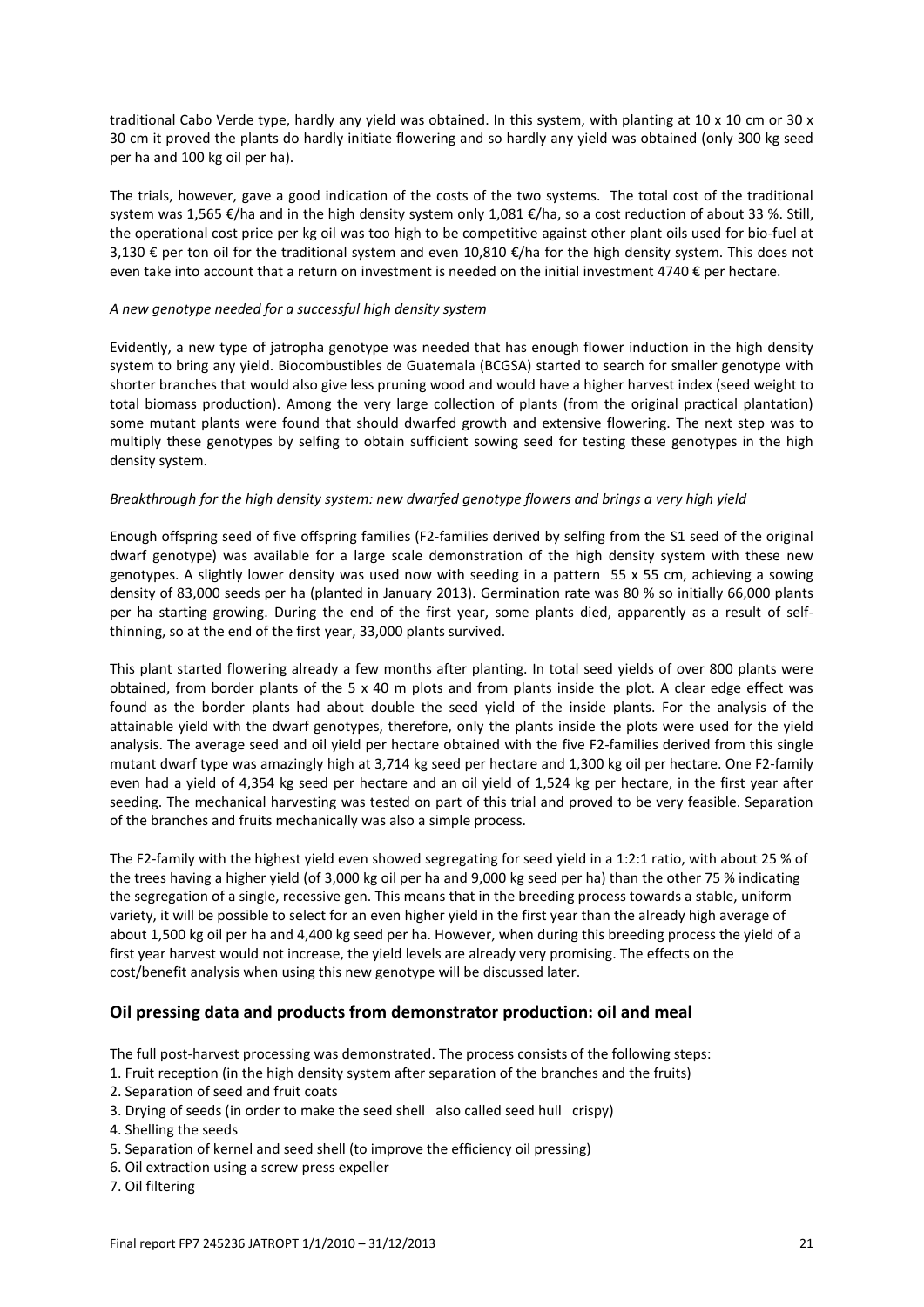traditional Cabo Verde type, hardly any yield was obtained. In this system, with planting at 10 x 10 cm or 30 x 30 cm it proved the plants do hardly initiate flowering and so hardly any yield was obtained (only 300 kg seed per ha and 100 kg oil per ha).

The trials, however, gave a good indication of the costs of the two systems. The total cost of the traditional system was 1,565 €/ha and in the high density system only 1,081 €/ha, so a cost reduction of about 33 %. Still, the operational cost price per kg oil was too high to be competitive against other plant oils used for bio-fuel at 3,130 € per ton oil for the traditional system and even 10,810 €/ha for the high density system. This does not even take into account that a return on investment is needed on the initial investment 4740 € per hectare.

*A new genotype needed for a successful high density system*

Evidently, a new type of jatropha genotype was needed that has enough flower induction in the high density system to bring any yield. Biocombustibles de Guatemala (BCGSA) started to search for smaller genotype with shorter branches that would also give less pruning wood and would have a higher harvest index (seed weight to total biomass production). Among the very large collection of plants (from the original practical plantation) some mutant plants were found that should dwarfed growth and extensive flowering. The next step was to multiply these genotypes by selfing to obtain sufficient sowing seed for testing these genotypes in the high density system.

*Breakthrough for the high density system: new dwarfed genotype flowers and brings a very high yield*

Enough offspring seed of five offspring families (F2-families derived by selfing from the S1 seed of the original dwarf genotype) was available for a large scale demonstration of the high density system with these new genotypes. A slightly lower density was used now with seeding in a pattern 55 x 55 cm, achieving a sowing density of 83,000 seeds per ha (planted in January 2013). Germination rate was 80 % so initially 66,000 plants per ha starting growing. During the end of the first year, some plants died, apparently as a result of self-thinning, so at the end of the first year, 33,000 plants survived.

This plant started flowering already a few months after planting. In total seed yields of over 800 plants were obtained, from border plants of the 5 x 40 m plots and from plants inside the plot. A clear edge effect was found as the border plants had about double the seed yield of the inside plants. For the analysis of the attainable yield with the dwarf genotypes, therefore, only the plants inside the plots were used for the yield analysis. The average seed and oil yield per hectare obtained with the five F2-families derived from this single mutant dwarf type was amazingly high at 3,714 kg seed per hectare and 1,300 kg oil per hectare. One F2-family even had a yield of 4,354 kg seed per hectare and an oil yield of 1,524 kg per hectare, in the first year after seeding. The mechanical harvesting was tested on part of this trial and proved to be very feasible. Separation of the branches and fruits mechanically was also a simple process.

The F2-family with the highest yield even showed segregating for seed yield in a 1:2:1 ratio, with about 25 % of the trees having a higher yield (of 3,000 kg oil per ha and 9,000 kg seed per ha) than the other 75 % indicating the segregation of a single, recessive gen. This means that in the breeding process towards a stable, uniform variety, it will be possible to select for an even higher yield in the first year than the already high average of about 1,500 kg oil per ha and 4,400 kg seed per ha. However, when during this breeding process the yield of a first year harvest would not increase, the yield levels are already very promising. The effects on the cost/benefit analysis when using this new genotype will be discussed later.

## Oil pressing data and products from demonstrator production: oil and meal

The full post-harvest processing was demonstrated. The process consists of the following steps:

1. Fruit reception (in the high density system after separation of the branches and the fruits)
2. Separation of seed and fruit coats
3. Drying of seeds (in order to make the seed shell also called seed hull crispy)
4. Shelling the seeds
5. Separation of kernel and seed shell (to improve the efficiency oil pressing)
6. Oil extraction using a screw press expeller
7. Oil filtering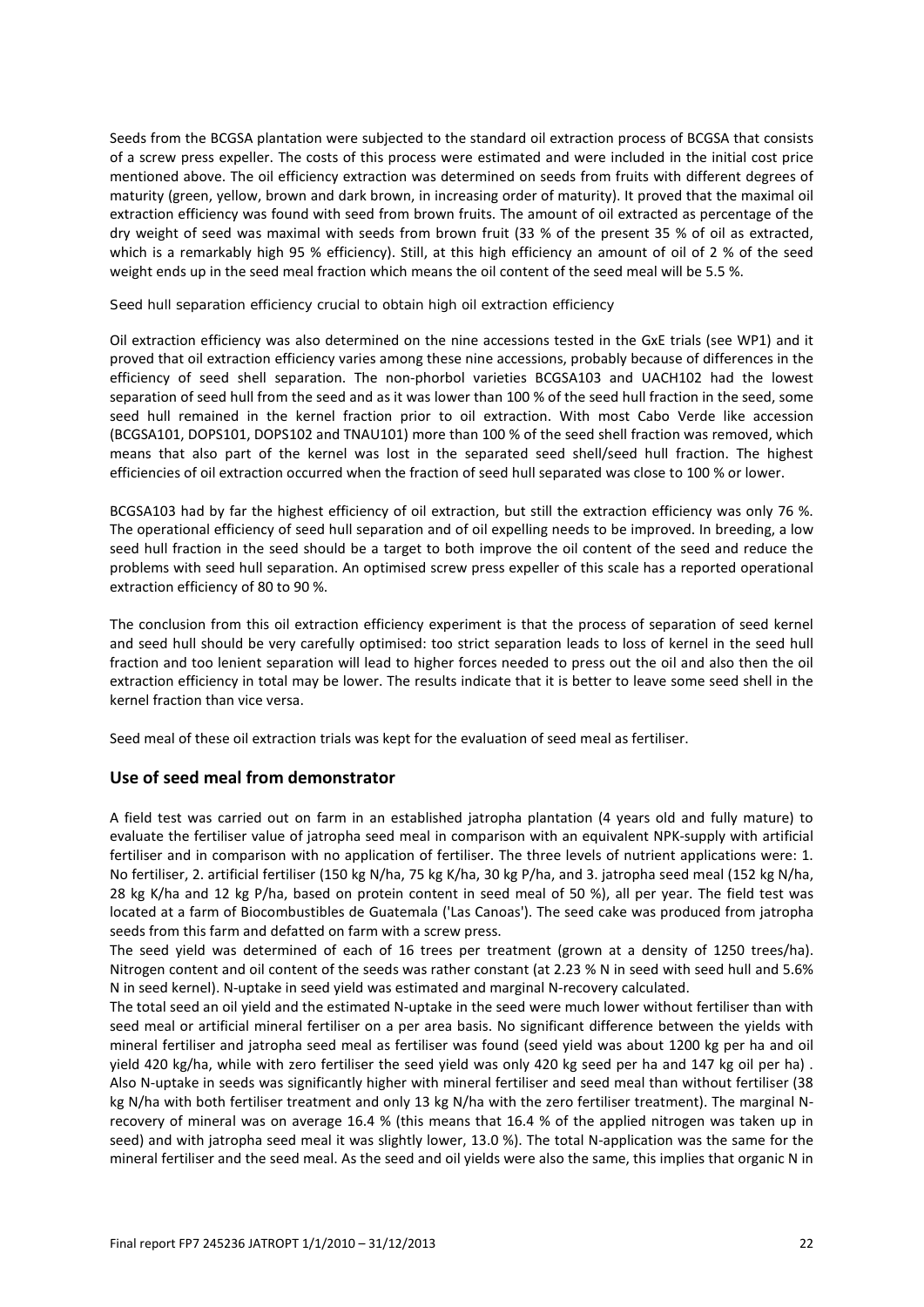Seeds from the BCGSA plantation were subjected to the standard oil extraction process of BCGSA that consists of a screw press expeller. The costs of this process were estimated and were included in the initial cost price mentioned above. The oil efficiency extraction was determined on seeds from fruits with different degrees of maturity (green, yellow, brown and dark brown, in increasing order of maturity). It proved that the maximal oil extraction efficiency was found with seed from brown fruits. The amount of oil extracted as percentage of the dry weight of seed was maximal with seeds from brown fruit (33 % of the present 35 % of oil as extracted, which is a remarkably high 95 % efficiency). Still, at this high efficiency an amount of oil of 2 % of the seed weight ends up in the seed meal fraction which means the oil content of the seed meal will be 5.5 %.

Seed hull separation efficiency crucial to obtain high oil extraction efficiency

Oil extraction efficiency was also determined on the nine accessions tested in the GxE trials (see WP1) and it proved that oil extraction efficiency varies among these nine accessions, probably because of differences in the efficiency of seed shell separation. The non-phorbol varieties BCGSA103 and UACH102 had the lowest separation of seed hull from the seed and as it was lower than 100 % of the seed hull fraction in the seed, some seed hull remained in the kernel fraction prior to oil extraction. With most Cabo Verde like accession (BCGSA101, DOPS101, DOPS102 and TNAU101) more than 100 % of the seed shell fraction was removed, which means that also part of the kernel was lost in the separated seed shell/seed hull fraction. The highest efficiencies of oil extraction occurred when the fraction of seed hull separated was close to 100 % or lower.

BCGSA103 had by far the highest efficiency of oil extraction, but still the extraction efficiency was only 76 %. The operational efficiency of seed hull separation and of oil expelling needs to be improved. In breeding, a low seed hull fraction in the seed should be a target to both improve the oil content of the seed and reduce the problems with seed hull separation. An optimised screw press expeller of this scale has a reported operational extraction efficiency of 80 to 90 %.

The conclusion from this oil extraction efficiency experiment is that the process of separation of seed kernel and seed hull should be very carefully optimised: too strict separation leads to loss of kernel in the seed hull fraction and too lenient separation will lead to higher forces needed to press out the oil and also then the oil extraction efficiency in total may be lower. The results indicate that it is better to leave some seed shell in the kernel fraction than vice versa.

Seed meal of these oil extraction trials was kept for the evaluation of seed meal as fertiliser.

### Use of seed meal from demonstrator

A field test was carried out on farm in an established jatropha plantation (4 years old and fully mature) to evaluate the fertiliser value of jatropha seed meal in comparison with an equivalent NPK-supply with artificial fertiliser and in comparison with no application of fertiliser. The three levels of nutrient applications were: 1. No fertiliser, 2. artificial fertiliser (150 kg N/ha, 75 kg K/ha, 30 kg P/ha, and 3. jatropha seed meal (152 kg N/ha, 28 kg K/ha and 12 kg P/ha, based on protein content in seed meal of 50 %), all per year. The field test was located at a farm of Biocombustibles de Guatemala ('Las Canoas'). The seed cake was produced from jatropha seeds from this farm and defatted on farm with a screw press.

The seed yield was determined of each of 16 trees per treatment (grown at a density of 1250 trees/ha). Nitrogen content and oil content of the seeds was rather constant (at 2.23 % N in seed with seed hull and 5.6% N in seed kernel). N-uptake in seed yield was estimated and marginal N-recovery calculated.

The total seed an oil yield and the estimated N-uptake in the seed were much lower without fertiliser than with seed meal or artificial mineral fertiliser on a per area basis. No significant difference between the yields with mineral fertiliser and jatropha seed meal as fertiliser was found (seed yield was about 1200 kg per ha and oil yield 420 kg/ha, while with zero fertiliser the seed yield was only 420 kg seed per ha and 147 kg oil per ha) . Also N-uptake in seeds was significantly higher with mineral fertiliser and seed meal than without fertiliser (38 kg N/ha with both fertiliser treatment and only 13 kg N/ha with the zero fertiliser treatment). The marginal N-recovery of mineral was on average 16.4 % (this means that 16.4 % of the applied nitrogen was taken up in seed) and with jatropha seed meal it was slightly lower, 13.0 %). The total N-application was the same for the mineral fertiliser and the seed meal. As the seed and oil yields were also the same, this implies that organic N in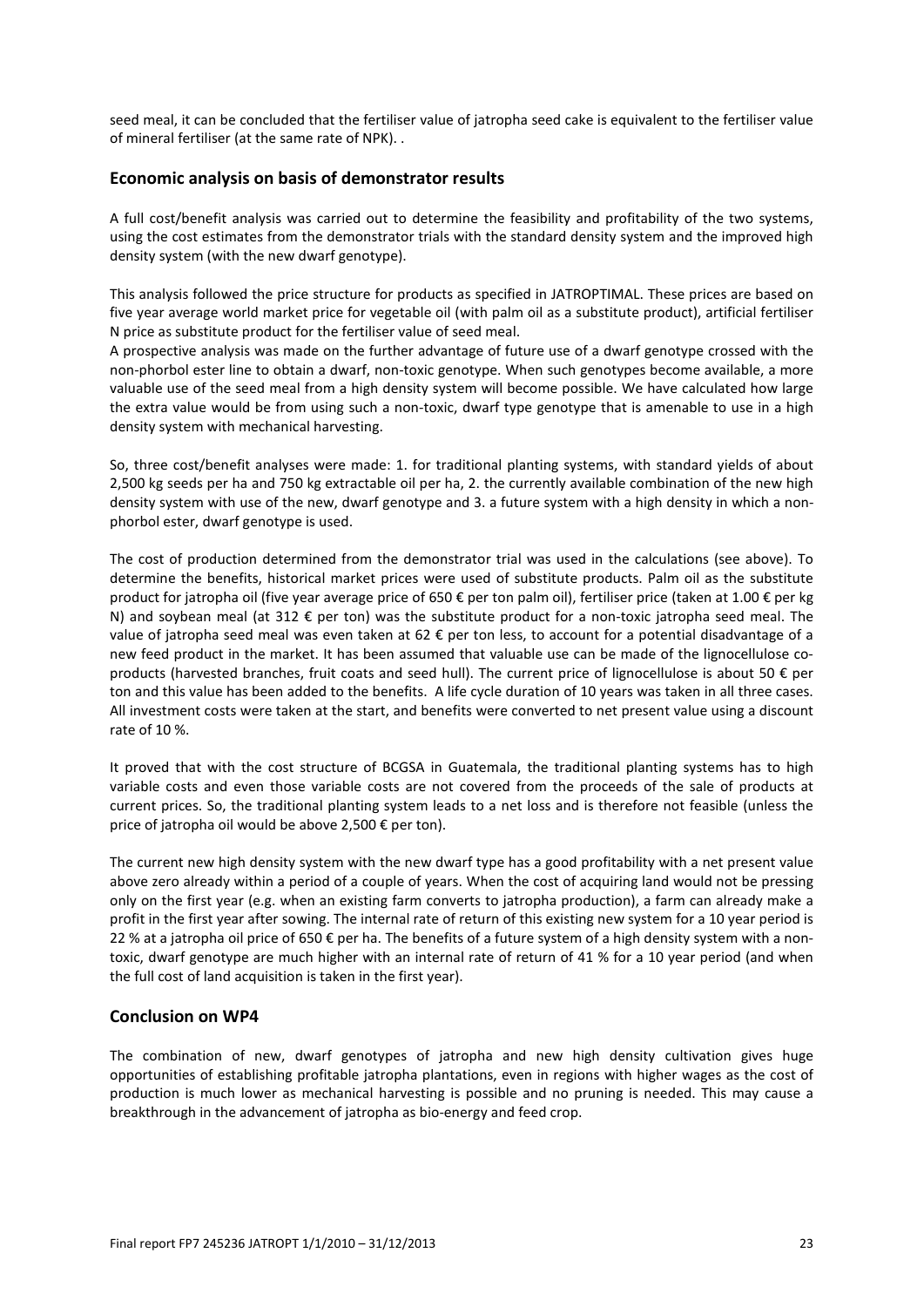seed meal, it can be concluded that the fertiliser value of jatropha seed cake is equivalent to the fertiliser value of mineral fertiliser (at the same rate of NPK). .

## Economic analysis on basis of demonstrator results

A full cost/benefit analysis was carried out to determine the feasibility and profitability of the two systems, using the cost estimates from the demonstrator trials with the standard density system and the improved high density system (with the new dwarf genotype).

This analysis followed the price structure for products as specified in JATROPTIMAL. These prices are based on five year average world market price for vegetable oil (with palm oil as a substitute product), artificial fertiliser N price as substitute product for the fertiliser value of seed meal.
A prospective analysis was made on the further advantage of future use of a dwarf genotype crossed with the non-phorbol ester line to obtain a dwarf, non-toxic genotype. When such genotypes become available, a more valuable use of the seed meal from a high density system will become possible. We have calculated how large the extra value would be from using such a non-toxic, dwarf type genotype that is amenable to use in a high density system with mechanical harvesting.

So, three cost/benefit analyses were made: 1. for traditional planting systems, with standard yields of about 2,500 kg seeds per ha and 750 kg extractable oil per ha, 2. the currently available combination of the new high density system with use of the new, dwarf genotype and 3. a future system with a high density in which a non-phorbol ester, dwarf genotype is used.

The cost of production determined from the demonstrator trial was used in the calculations (see above). To determine the benefits, historical market prices were used of substitute products. Palm oil as the substitute product for jatropha oil (five year average price of 650 € per ton palm oil), fertiliser price (taken at 1.00 € per kg N) and soybean meal (at 312 € per ton) was the substitute product for a non-toxic jatropha seed meal. The value of jatropha seed meal was even taken at 62 € per ton less, to account for a potential disadvantage of a new feed product in the market. It has been assumed that valuable use can be made of the lignocellulose co-products (harvested branches, fruit coats and seed hull). The current price of lignocellulose is about 50 € per ton and this value has been added to the benefits. A life cycle duration of 10 years was taken in all three cases. All investment costs were taken at the start, and benefits were converted to net present value using a discount rate of 10 %.

It proved that with the cost structure of BCGSA in Guatemala, the traditional planting systems has to high variable costs and even those variable costs are not covered from the proceeds of the sale of products at current prices. So, the traditional planting system leads to a net loss and is therefore not feasible (unless the price of jatropha oil would be above 2,500 € per ton).

The current new high density system with the new dwarf type has a good profitability with a net present value above zero already within a period of a couple of years. When the cost of acquiring land would not be pressing only on the first year (e.g. when an existing farm converts to jatropha production), a farm can already make a profit in the first year after sowing. The internal rate of return of this existing new system for a 10 year period is 22 % at a jatropha oil price of 650 € per ha. The benefits of a future system of a high density system with a non-toxic, dwarf genotype are much higher with an internal rate of return of 41 % for a 10 year period (and when the full cost of land acquisition is taken in the first year).

## Conclusion on WP4

The combination of new, dwarf genotypes of jatropha and new high density cultivation gives huge opportunities of establishing profitable jatropha plantations, even in regions with higher wages as the cost of production is much lower as mechanical harvesting is possible and no pruning is needed. This may cause a breakthrough in the advancement of jatropha as bio-energy and feed crop.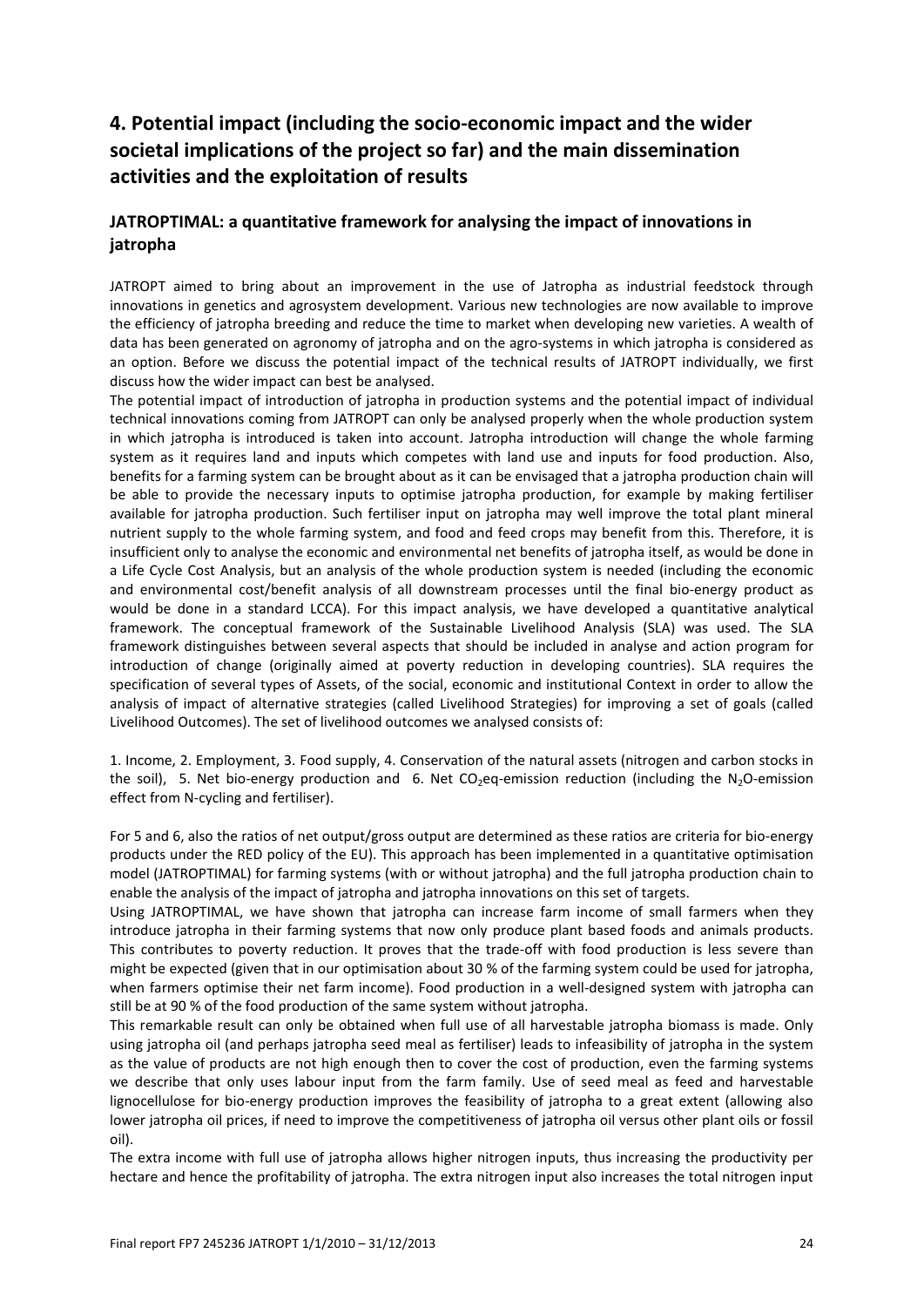# 4. Potential impact (including the socio-economic impact and the wider societal implications of the project so far) and the main dissemination activities and the exploitation of results

## JATROPTIMAL: a quantitative framework for analysing the impact of innovations in jatropha

JATROPT aimed to bring about an improvement in the use of Jatropha as industrial feedstock through innovations in genetics and agrosystem development. Various new technologies are now available to improve the efficiency of jatropha breeding and reduce the time to market when developing new varieties. A wealth of data has been generated on agronomy of jatropha and on the agro-systems in which jatropha is considered as an option. Before we discuss the potential impact of the technical results of JATROPT individually, we first discuss how the wider impact can best be analysed.

The potential impact of introduction of jatropha in production systems and the potential impact of individual technical innovations coming from JATROPT can only be analysed properly when the whole production system in which jatropha is introduced is taken into account. Jatropha introduction will change the whole farming system as it requires land and inputs which competes with land use and inputs for food production. Also, benefits for a farming system can be brought about as it can be envisaged that a jatropha production chain will be able to provide the necessary inputs to optimise jatropha production, for example by making fertiliser available for jatropha production. Such fertiliser input on jatropha may well improve the total plant mineral nutrient supply to the whole farming system, and food and feed crops may benefit from this. Therefore, it is insufficient only to analyse the economic and environmental net benefits of jatropha itself, as would be done in a Life Cycle Cost Analysis, but an analysis of the whole production system is needed (including the economic and environmental cost/benefit analysis of all downstream processes until the final bio-energy product as would be done in a standard LCCA). For this impact analysis, we have developed a quantitative analytical framework. The conceptual framework of the Sustainable Livelihood Analysis (SLA) was used. The SLA framework distinguishes between several aspects that should be included in analyse and action program for introduction of change (originally aimed at poverty reduction in developing countries). SLA requires the specification of several types of Assets, of the social, economic and institutional Context in order to allow the analysis of impact of alternative strategies (called Livelihood Strategies) for improving a set of goals (called Livelihood Outcomes). The set of livelihood outcomes we analysed consists of:

1. Income, 2. Employment, 3. Food supply, 4. Conservation of the natural assets (nitrogen and carbon stocks in the soil), 5. Net bio-energy production and 6. Net $CO_2$eq-emission reduction (including the $N_2O$-emission effect from N-cycling and fertiliser).

For 5 and 6, also the ratios of net output/gross output are determined as these ratios are criteria for bio-energy products under the RED policy of the EU). This approach has been implemented in a quantitative optimisation model (JATROPTIMAL) for farming systems (with or without jatropha) and the full jatropha production chain to enable the analysis of the impact of jatropha and jatropha innovations on this set of targets.

Using JATROPTIMAL, we have shown that jatropha can increase farm income of small farmers when they introduce jatropha in their farming systems that now only produce plant based foods and animals products. This contributes to poverty reduction. It proves that the trade-off with food production is less severe than might be expected (given that in our optimisation about 30 % of the farming system could be used for jatropha, when farmers optimise their net farm income). Food production in a well-designed system with jatropha can still be at 90 % of the food production of the same system without jatropha.

This remarkable result can only be obtained when full use of all harvestable jatropha biomass is made. Only using jatropha oil (and perhaps jatropha seed meal as fertiliser) leads to infeasibility of jatropha in the system as the value of products are not high enough then to cover the cost of production, even the farming systems we describe that only uses labour input from the farm family. Use of seed meal as feed and harvestable lignocellulose for bio-energy production improves the feasibility of jatropha to a great extent (allowing also lower jatropha oil prices, if need to improve the competitiveness of jatropha oil versus other plant oils or fossil oil).

The extra income with full use of jatropha allows higher nitrogen inputs, thus increasing the productivity per hectare and hence the profitability of jatropha. The extra nitrogen input also increases the total nitrogen input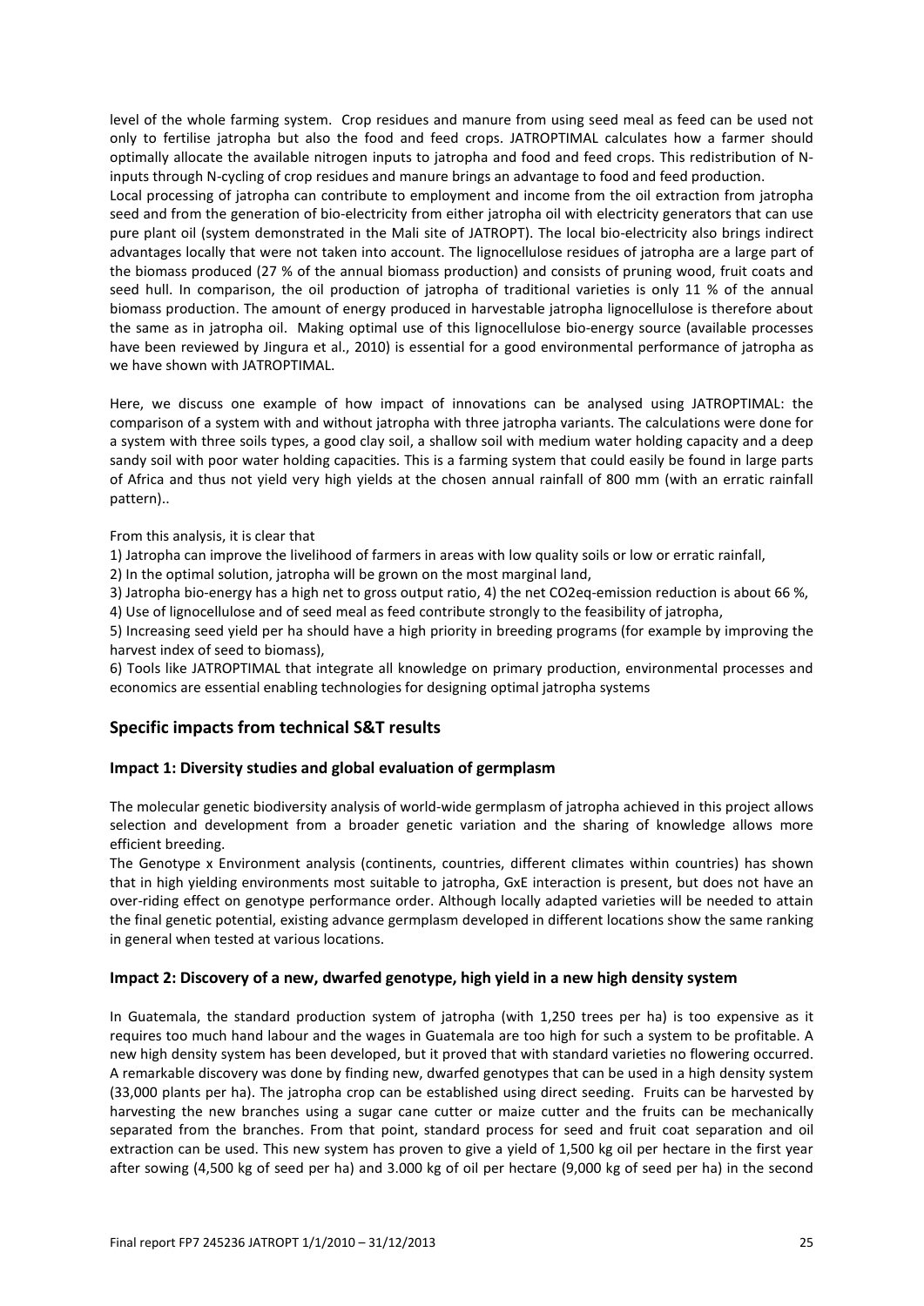level of the whole farming system. Crop residues and manure from using seed meal as feed can be used not only to fertilise jatropha but also the food and feed crops. JATROPTIMAL calculates how a farmer should optimally allocate the available nitrogen inputs to jatropha and food and feed crops. This redistribution of N-inputs through N-cycling of crop residues and manure brings an advantage to food and feed production.
Local processing of jatropha can contribute to employment and income from the oil extraction from jatropha seed and from the generation of bio-electricity from either jatropha oil with electricity generators that can use pure plant oil (system demonstrated in the Mali site of JATROPT). The local bio-electricity also brings indirect advantages locally that were not taken into account. The lignocellulose residues of jatropha are a large part of the biomass produced (27 % of the annual biomass production) and consists of pruning wood, fruit coats and seed hull. In comparison, the oil production of jatropha of traditional varieties is only 11 % of the annual biomass production. The amount of energy produced in harvestable jatropha lignocellulose is therefore about the same as in jatropha oil. Making optimal use of this lignocellulose bio-energy source (available processes have been reviewed by Jingura et al., 2010) is essential for a good environmental performance of jatropha as we have shown with JATROPTIMAL.

Here, we discuss one example of how impact of innovations can be analysed using JATROPTIMAL: the comparison of a system with and without jatropha with three jatropha variants. The calculations were done for a system with three soils types, a good clay soil, a shallow soil with medium water holding capacity and a deep sandy soil with poor water holding capacities. This is a farming system that could easily be found in large parts of Africa and thus not yield very high yields at the chosen annual rainfall of 800 mm (with an erratic rainfall pattern)..

From this analysis, it is clear that

1) Jatropha can improve the livelihood of farmers in areas with low quality soils or low or erratic rainfall,
2) In the optimal solution, jatropha will be grown on the most marginal land,
3) Jatropha bio-energy has a high net to gross output ratio, 4) the net CO2eq-emission reduction is about 66 %,
4) Use of lignocellulose and of seed meal as feed contribute strongly to the feasibility of jatropha,
5) Increasing seed yield per ha should have a high priority in breeding programs (for example by improving the harvest index of seed to biomass),
6) Tools like JATROPTIMAL that integrate all knowledge on primary production, environmental processes and economics are essential enabling technologies for designing optimal jatropha systems

## Specific impacts from technical S&T results

### Impact 1: Diversity studies and global evaluation of germplasm

The molecular genetic biodiversity analysis of world-wide germplasm of jatropha achieved in this project allows selection and development from a broader genetic variation and the sharing of knowledge allows more efficient breeding.
The Genotype x Environment analysis (continents, countries, different climates within countries) has shown that in high yielding environments most suitable to jatropha, GxE interaction is present, but does not have an over-riding effect on genotype performance order. Although locally adapted varieties will be needed to attain the final genetic potential, existing advance germplasm developed in different locations show the same ranking in general when tested at various locations.

### Impact 2: Discovery of a new, dwarfed genotype, high yield in a new high density system

In Guatemala, the standard production system of jatropha (with 1,250 trees per ha) is too expensive as it requires too much hand labour and the wages in Guatemala are too high for such a system to be profitable. A new high density system has been developed, but it proved that with standard varieties no flowering occurred. A remarkable discovery was done by finding new, dwarfed genotypes that can be used in a high density system (33,000 plants per ha). The jatropha crop can be established using direct seeding. Fruits can be harvested by harvesting the new branches using a sugar cane cutter or maize cutter and the fruits can be mechanically separated from the branches. From that point, standard process for seed and fruit coat separation and oil extraction can be used. This new system has proven to give a yield of 1,500 kg oil per hectare in the first year after sowing (4,500 kg of seed per ha) and 3.000 kg of oil per hectare (9,000 kg of seed per ha) in the second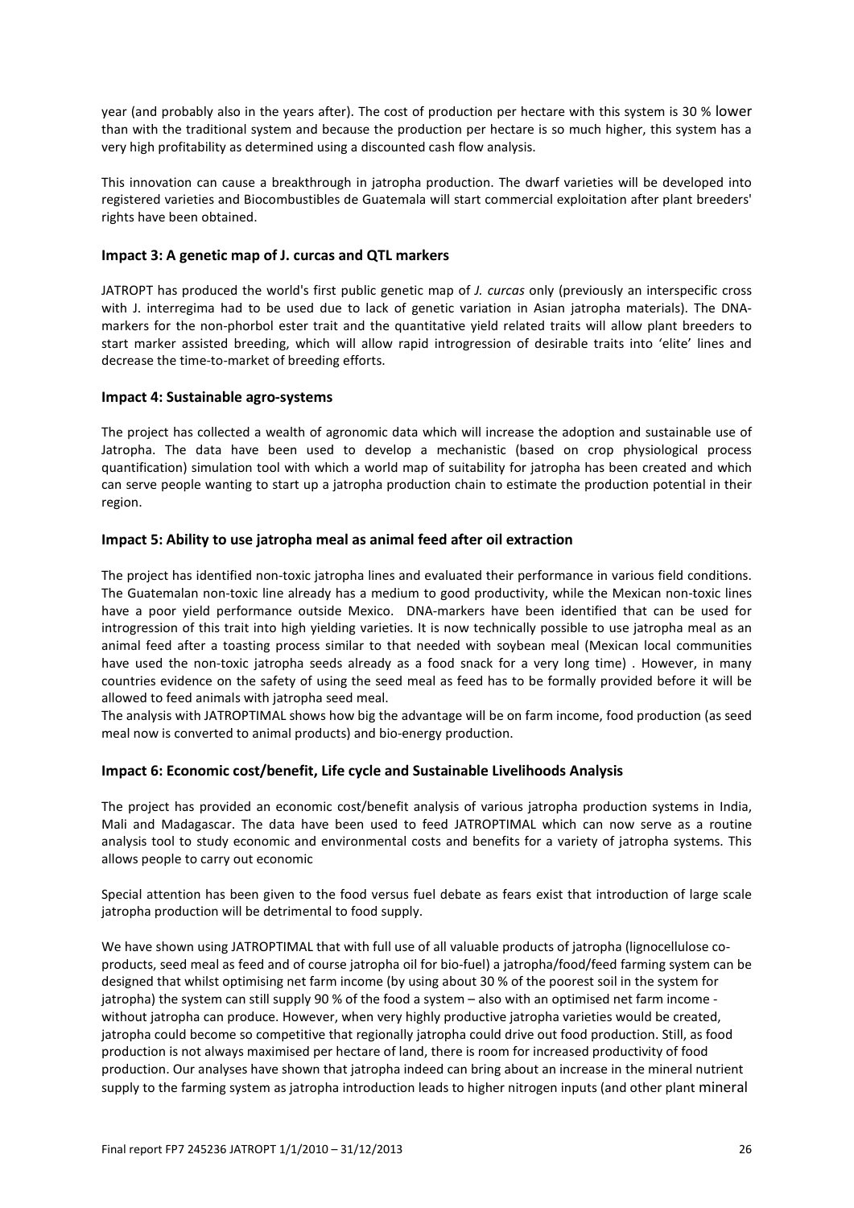year (and probably also in the years after). The cost of production per hectare with this system is 30 % lower than with the traditional system and because the production per hectare is so much higher, this system has a very high profitability as determined using a discounted cash flow analysis.

This innovation can cause a breakthrough in jatropha production. The dwarf varieties will be developed into registered varieties and Biocombustibles de Guatemala will start commercial exploitation after plant breeders' rights have been obtained.

### Impact 3: A genetic map of J. curcas and QTL markers

JATROPT has produced the world's first public genetic map of *J. curcas* only (previously an interspecific cross with J. interregima had to be used due to lack of genetic variation in Asian jatropha materials). The DNA-markers for the non-phorbol ester trait and the quantitative yield related traits will allow plant breeders to start marker assisted breeding, which will allow rapid introgression of desirable traits into 'elite' lines and decrease the time-to-market of breeding efforts.

### Impact 4: Sustainable agro-systems

The project has collected a wealth of agronomic data which will increase the adoption and sustainable use of Jatropha. The data have been used to develop a mechanistic (based on crop physiological process quantification) simulation tool with which a world map of suitability for jatropha has been created and which can serve people wanting to start up a jatropha production chain to estimate the production potential in their region.

### Impact 5: Ability to use jatropha meal as animal feed after oil extraction

The project has identified non-toxic jatropha lines and evaluated their performance in various field conditions. The Guatemalan non-toxic line already has a medium to good productivity, while the Mexican non-toxic lines have a poor yield performance outside Mexico. DNA-markers have been identified that can be used for introgression of this trait into high yielding varieties. It is now technically possible to use jatropha meal as an animal feed after a toasting process similar to that needed with soybean meal (Mexican local communities have used the non-toxic jatropha seeds already as a food snack for a very long time) . However, in many countries evidence on the safety of using the seed meal as feed has to be formally provided before it will be allowed to feed animals with jatropha seed meal.
The analysis with JATROPTIMAL shows how big the advantage will be on farm income, food production (as seed meal now is converted to animal products) and bio-energy production.

### Impact 6: Economic cost/benefit, Life cycle and Sustainable Livelihoods Analysis

The project has provided an economic cost/benefit analysis of various jatropha production systems in India, Mali and Madagascar. The data have been used to feed JATROPTIMAL which can now serve as a routine analysis tool to study economic and environmental costs and benefits for a variety of jatropha systems. This allows people to carry out economic

Special attention has been given to the food versus fuel debate as fears exist that introduction of large scale jatropha production will be detrimental to food supply.

We have shown using JATROPTIMAL that with full use of all valuable products of jatropha (lignocellulose co-products, seed meal as feed and of course jatropha oil for bio-fuel) a jatropha/food/feed farming system can be designed that whilst optimising net farm income (by using about 30 % of the poorest soil in the system for jatropha) the system can still supply 90 % of the food a system – also with an optimised net farm income - without jatropha can produce. However, when very highly productive jatropha varieties would be created, jatropha could become so competitive that regionally jatropha could drive out food production. Still, as food production is not always maximised per hectare of land, there is room for increased productivity of food production. Our analyses have shown that jatropha indeed can bring about an increase in the mineral nutrient supply to the farming system as jatropha introduction leads to higher nitrogen inputs (and other plant mineral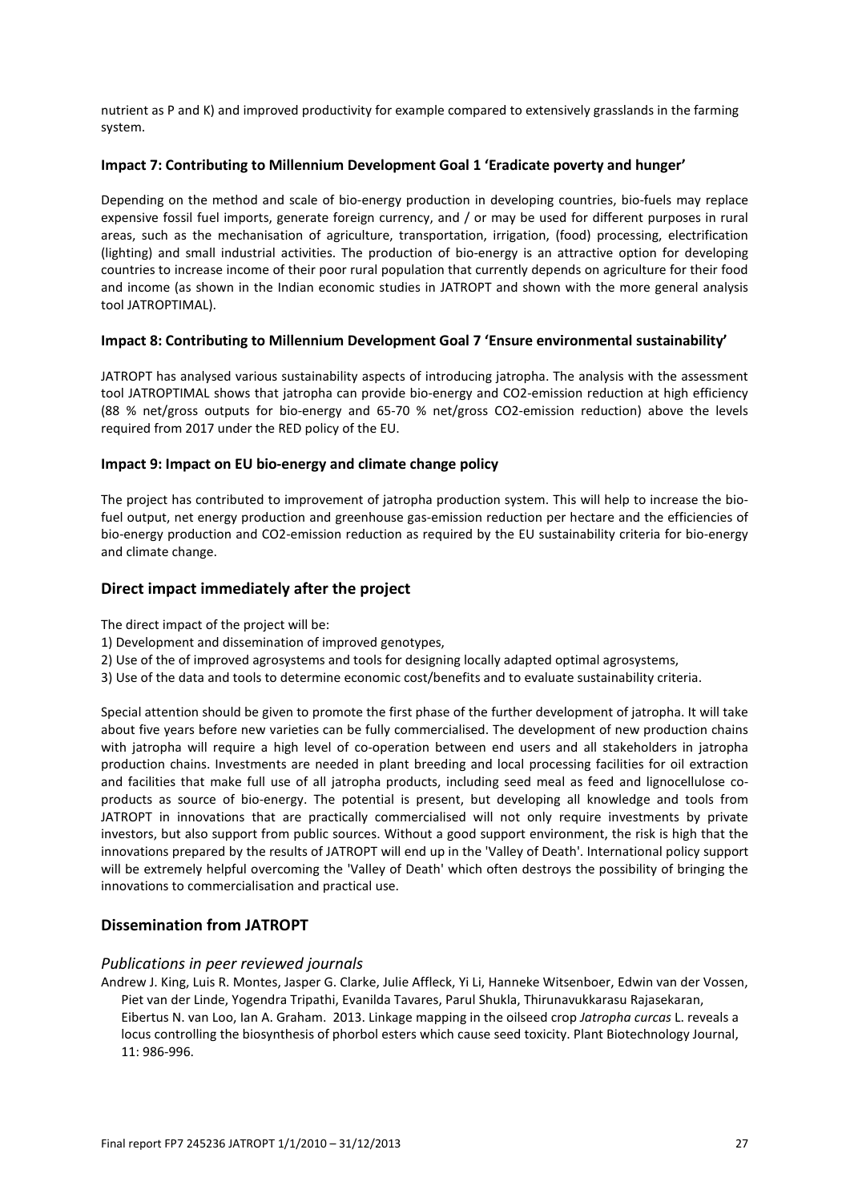nutrient as P and K) and improved productivity for example compared to extensively grasslands in the farming system.

#### Impact 7: Contributing to Millennium Development Goal 1 'Eradicate poverty and hunger'

Depending on the method and scale of bio-energy production in developing countries, bio-fuels may replace expensive fossil fuel imports, generate foreign currency, and / or may be used for different purposes in rural areas, such as the mechanisation of agriculture, transportation, irrigation, (food) processing, electrification (lighting) and small industrial activities. The production of bio-energy is an attractive option for developing countries to increase income of their poor rural population that currently depends on agriculture for their food and income (as shown in the Indian economic studies in JATROPT and shown with the more general analysis tool JATROPTIMAL).

#### Impact 8: Contributing to Millennium Development Goal 7 'Ensure environmental sustainability'

JATROPT has analysed various sustainability aspects of introducing jatropha. The analysis with the assessment tool JATROPTIMAL shows that jatropha can provide bio-energy and CO2-emission reduction at high efficiency (88 % net/gross outputs for bio-energy and 65-70 % net/gross CO2-emission reduction) above the levels required from 2017 under the RED policy of the EU.

#### Impact 9: Impact on EU bio-energy and climate change policy

The project has contributed to improvement of jatropha production system. This will help to increase the bio-fuel output, net energy production and greenhouse gas-emission reduction per hectare and the efficiencies of bio-energy production and CO2-emission reduction as required by the EU sustainability criteria for bio-energy and climate change.

## Direct impact immediately after the project

The direct impact of the project will be:

1) Development and dissemination of improved genotypes,
2) Use of the of improved agrosystems and tools for designing locally adapted optimal agrosystems,
3) Use of the data and tools to determine economic cost/benefits and to evaluate sustainability criteria.

Special attention should be given to promote the first phase of the further development of jatropha. It will take about five years before new varieties can be fully commercialised. The development of new production chains with jatropha will require a high level of co-operation between end users and all stakeholders in jatropha production chains. Investments are needed in plant breeding and local processing facilities for oil extraction and facilities that make full use of all jatropha products, including seed meal as feed and lignocellulose co-products as source of bio-energy. The potential is present, but developing all knowledge and tools from JATROPT in innovations that are practically commercialised will not only require investments by private investors, but also support from public sources. Without a good support environment, the risk is high that the innovations prepared by the results of JATROPT will end up in the 'Valley of Death'. International policy support will be extremely helpful overcoming the 'Valley of Death' which often destroys the possibility of bringing the innovations to commercialisation and practical use.

## Dissemination from JATROPT

### *Publications in peer reviewed journals*

Andrew J. King, Luis R. Montes, Jasper G. Clarke, Julie Affleck, Yi Li, Hanneke Witsenboer, Edwin van der Vossen, Piet van der Linde, Yogendra Tripathi, Evanilda Tavares, Parul Shukla, Thirunavukkarasu Rajasekaran, Eibertus N. van Loo, Ian A. Graham. 2013. Linkage mapping in the oilseed crop *Jatropha curcas* L. reveals a locus controlling the biosynthesis of phorbol esters which cause seed toxicity. Plant Biotechnology Journal, 11: 986-996.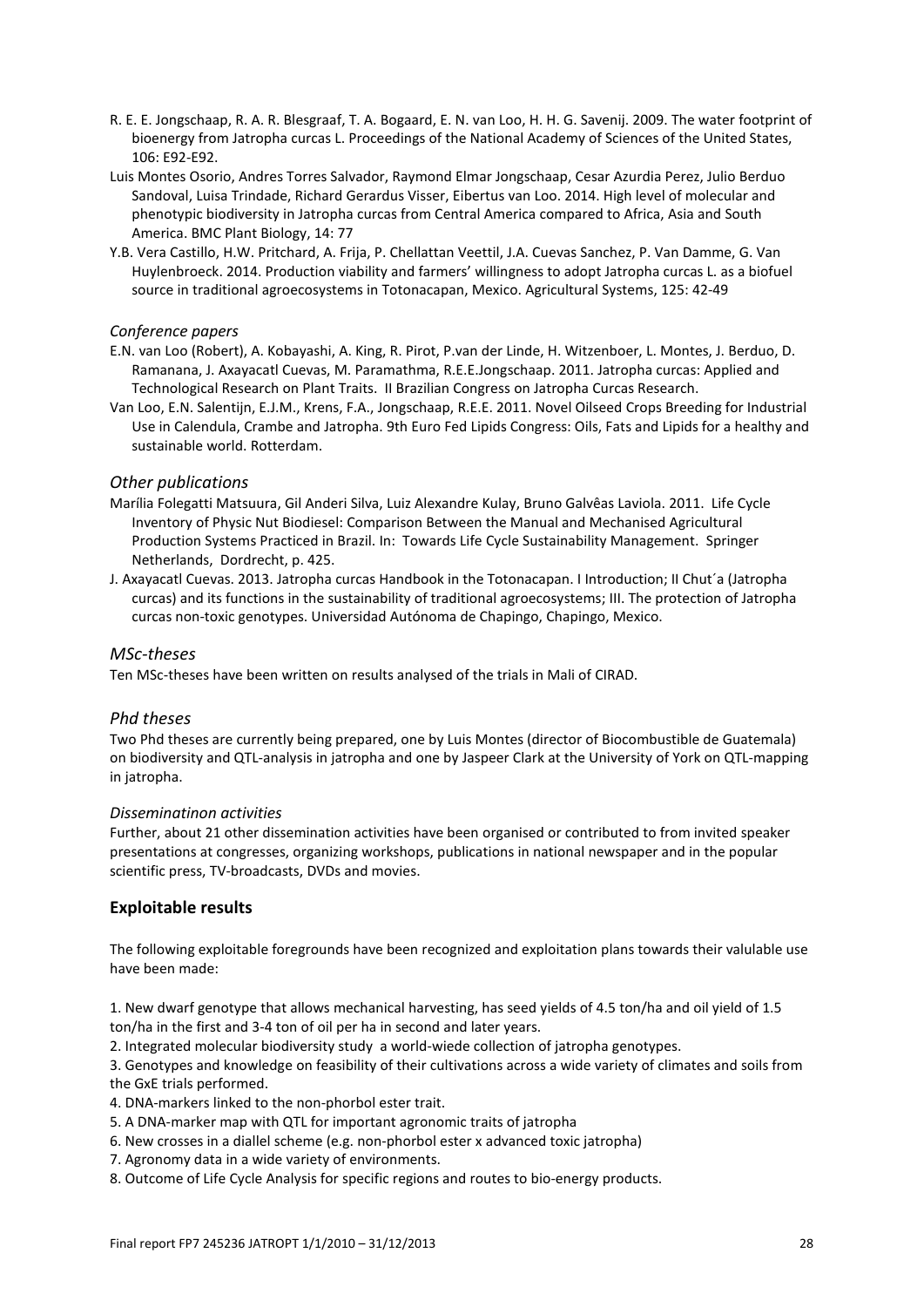R. E. E. Jongschaap, R. A. R. Blesgraaf, T. A. Bogaard, E. N. van Loo, H. H. G. Savenij. 2009. The water footprint of bioenergy from Jatropha curcas L. Proceedings of the National Academy of Sciences of the United States, 106: E92-E92.

Luis Montes Osorio, Andres Torres Salvador, Raymond Elmar Jongschaap, Cesar Azurdia Perez, Julio Berduo Sandoval, Luisa Trindade, Richard Gerardus Visser, Eibertus van Loo. 2014. High level of molecular and phenotypic biodiversity in Jatropha curcas from Central America compared to Africa, Asia and South America. BMC Plant Biology, 14: 77

Y.B. Vera Castillo, H.W. Pritchard, A. Frija, P. Chellattan Veettil, J.A. Cuevas Sanchez, P. Van Damme, G. Van Huylenbroeck. 2014. Production viability and farmers' willingness to adopt Jatropha curcas L. as a biofuel source in traditional agroecosystems in Totonacapan, Mexico. Agricultural Systems, 125: 42-49

### *Conference papers*

E.N. van Loo (Robert), A. Kobayashi, A. King, R. Pirot, P.van der Linde, H. Witzenboer, L. Montes, J. Berduo, D. Ramanana, J. Axayacatl Cuevas, M. Paramathma, R.E.E.Jongschaap. 2011. Jatropha curcas: Applied and Technological Research on Plant Traits. II Brazilian Congress on Jatropha Curcas Research.

Van Loo, E.N. Salentijn, E.J.M., Krens, F.A., Jongschaap, R.E.E. 2011. Novel Oilseed Crops Breeding for Industrial Use in Calendula, Crambe and Jatropha. 9th Euro Fed Lipids Congress: Oils, Fats and Lipids for a healthy and sustainable world. Rotterdam.

### *Other publications*

Marília Folegatti Matsuura, Gil Anderi Silva, Luiz Alexandre Kulay, Bruno Galvêas Laviola. 2011. Life Cycle Inventory of Physic Nut Biodiesel: Comparison Between the Manual and Mechanised Agricultural Production Systems Practiced in Brazil. In: Towards Life Cycle Sustainability Management. Springer Netherlands, Dordrecht, p. 425.

J. Axayacatl Cuevas. 2013. Jatropha curcas Handbook in the Totonacapan. I Introduction; II Chut´a (Jatropha curcas) and its functions in the sustainability of traditional agroecosystems; III. The protection of Jatropha curcas non-toxic genotypes. Universidad Autónoma de Chapingo, Chapingo, Mexico.

### *MSc-theses*

Ten MSc-theses have been written on results analysed of the trials in Mali of CIRAD.

### *Phd theses*

Two Phd theses are currently being prepared, one by Luis Montes (director of Biocombustible de Guatemala) on biodiversity and QTL-analysis in jatropha and one by Jaspeer Clark at the University of York on QTL-mapping in jatropha.

#### *Disseminatinon activities*

Further, about 21 other dissemination activities have been organised or contributed to from invited speaker presentations at congresses, organizing workshops, publications in national newspaper and in the popular scientific press, TV-broadcasts, DVDs and movies.

## **Exploitable results**

The following exploitable foregrounds have been recognized and exploitation plans towards their valulable use have been made:

1. New dwarf genotype that allows mechanical harvesting, has seed yields of 4.5 ton/ha and oil yield of 1.5 ton/ha in the first and 3-4 ton of oil per ha in second and later years.
2. Integrated molecular biodiversity study a world-wiede collection of jatropha genotypes.
3. Genotypes and knowledge on feasibility of their cultivations across a wide variety of climates and soils from the GxE trials performed.
4. DNA-markers linked to the non-phorbol ester trait.
5. A DNA-marker map with QTL for important agronomic traits of jatropha
6. New crosses in a diallel scheme (e.g. non-phorbol ester x advanced toxic jatropha)
7. Agronomy data in a wide variety of environments.
8. Outcome of Life Cycle Analysis for specific regions and routes to bio-energy products.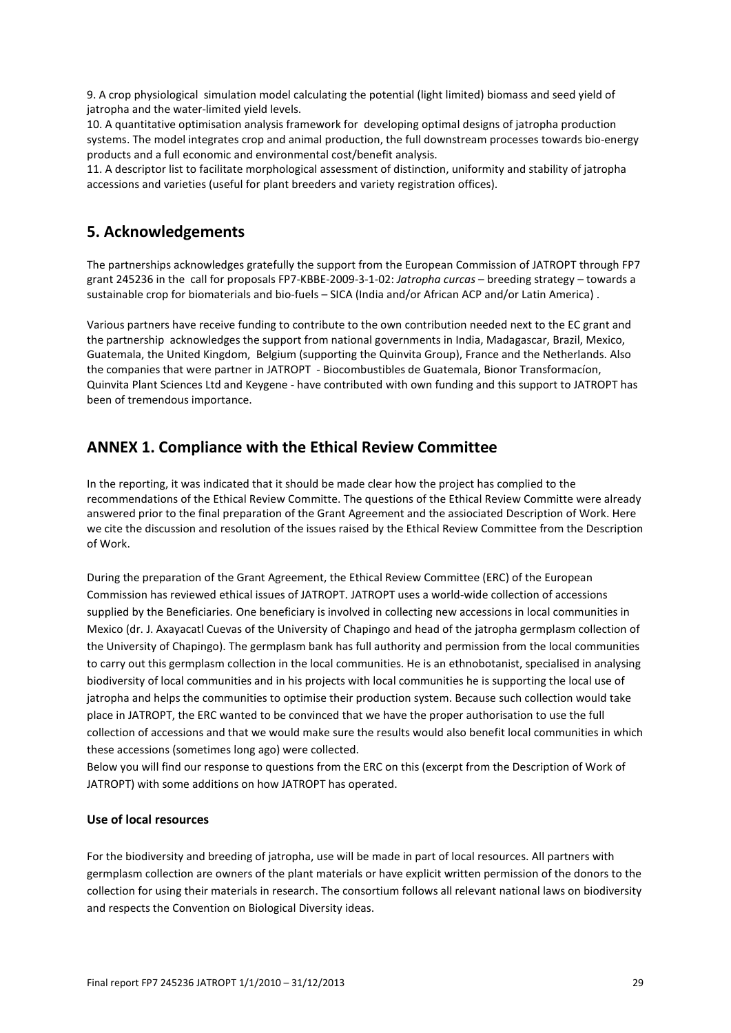9. A crop physiological simulation model calculating the potential (light limited) biomass and seed yield of jatropha and the water-limited yield levels.

10. A quantitative optimisation analysis framework for developing optimal designs of jatropha production systems. The model integrates crop and animal production, the full downstream processes towards bio-energy products and a full economic and environmental cost/benefit analysis.

11. A descriptor list to facilitate morphological assessment of distinction, uniformity and stability of jatropha accessions and varieties (useful for plant breeders and variety registration offices).

## 5. Acknowledgements

The partnerships acknowledges gratefully the support from the European Commission of JATROPT through FP7 grant 245236 in the call for proposals FP7-KBBE-2009-3-1-02: *Jatropha curcas* – breeding strategy – towards a sustainable crop for biomaterials and bio-fuels – SICA (India and/or African ACP and/or Latin America) .

Various partners have receive funding to contribute to the own contribution needed next to the EC grant and the partnership acknowledges the support from national governments in India, Madagascar, Brazil, Mexico, Guatemala, the United Kingdom, Belgium (supporting the Quinvita Group), France and the Netherlands. Also the companies that were partner in JATROPT - Biocombustibles de Guatemala, Bionor Transformacíon, Quinvita Plant Sciences Ltd and Keygene - have contributed with own funding and this support to JATROPT has been of tremendous importance.

## ANNEX 1. Compliance with the Ethical Review Committee

In the reporting, it was indicated that it should be made clear how the project has complied to the recommendations of the Ethical Review Committe. The questions of the Ethical Review Committe were already answered prior to the final preparation of the Grant Agreement and the assiociated Description of Work. Here we cite the discussion and resolution of the issues raised by the Ethical Review Committee from the Description of Work.

During the preparation of the Grant Agreement, the Ethical Review Committee (ERC) of the European Commission has reviewed ethical issues of JATROPT. JATROPT uses a world-wide collection of accessions supplied by the Beneficiaries. One beneficiary is involved in collecting new accessions in local communities in Mexico (dr. J. Axayacatl Cuevas of the University of Chapingo and head of the jatropha germplasm collection of the University of Chapingo). The germplasm bank has full authority and permission from the local communities to carry out this germplasm collection in the local communities. He is an ethnobotanist, specialised in analysing biodiversity of local communities and in his projects with local communities he is supporting the local use of jatropha and helps the communities to optimise their production system. Because such collection would take place in JATROPT, the ERC wanted to be convinced that we have the proper authorisation to use the full collection of accessions and that we would make sure the results would also benefit local communities in which these accessions (sometimes long ago) were collected.

Below you will find our response to questions from the ERC on this (excerpt from the Description of Work of JATROPT) with some additions on how JATROPT has operated.

### Use of local resources

For the biodiversity and breeding of jatropha, use will be made in part of local resources. All partners with germplasm collection are owners of the plant materials or have explicit written permission of the donors to the collection for using their materials in research. The consortium follows all relevant national laws on biodiversity and respects the Convention on Biological Diversity ideas.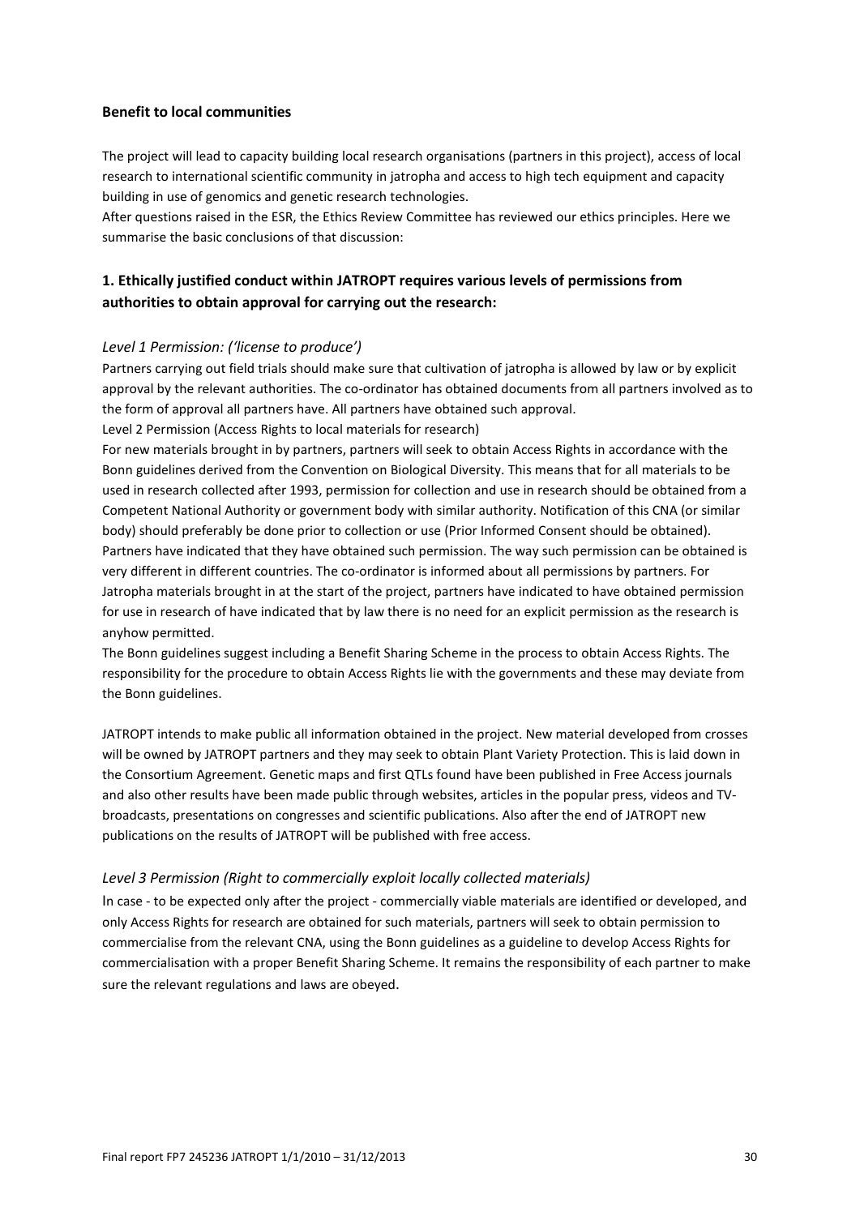**Benefit to local communities**

The project will lead to capacity building local research organisations (partners in this project), access of local research to international scientific community in jatropha and access to high tech equipment and capacity building in use of genomics and genetic research technologies.

After questions raised in the ESR, the Ethics Review Committee has reviewed our ethics principles. Here we summarise the basic conclusions of that discussion:

### 1. Ethically justified conduct within JATROPT requires various levels of permissions from authorities to obtain approval for carrying out the research:

*Level 1 Permission: ('license to produce')*

Partners carrying out field trials should make sure that cultivation of jatropha is allowed by law or by explicit approval by the relevant authorities. The co-ordinator has obtained documents from all partners involved as to the form of approval all partners have. All partners have obtained such approval.

Level 2 Permission (Access Rights to local materials for research)

For new materials brought in by partners, partners will seek to obtain Access Rights in accordance with the Bonn guidelines derived from the Convention on Biological Diversity. This means that for all materials to be used in research collected after 1993, permission for collection and use in research should be obtained from a Competent National Authority or government body with similar authority. Notification of this CNA (or similar body) should preferably be done prior to collection or use (Prior Informed Consent should be obtained). Partners have indicated that they have obtained such permission. The way such permission can be obtained is very different in different countries. The co-ordinator is informed about all permissions by partners. For Jatropha materials brought in at the start of the project, partners have indicated to have obtained permission for use in research of have indicated that by law there is no need for an explicit permission as the research is anyhow permitted.

The Bonn guidelines suggest including a Benefit Sharing Scheme in the process to obtain Access Rights. The responsibility for the procedure to obtain Access Rights lie with the governments and these may deviate from the Bonn guidelines.

JATROPT intends to make public all information obtained in the project. New material developed from crosses will be owned by JATROPT partners and they may seek to obtain Plant Variety Protection. This is laid down in the Consortium Agreement. Genetic maps and first QTLs found have been published in Free Access journals and also other results have been made public through websites, articles in the popular press, videos and TV-broadcasts, presentations on congresses and scientific publications. Also after the end of JATROPT new publications on the results of JATROPT will be published with free access.

*Level 3 Permission (Right to commercially exploit locally collected materials)*

In case - to be expected only after the project - commercially viable materials are identified or developed, and only Access Rights for research are obtained for such materials, partners will seek to obtain permission to commercialise from the relevant CNA, using the Bonn guidelines as a guideline to develop Access Rights for commercialisation with a proper Benefit Sharing Scheme. It remains the responsibility of each partner to make sure the relevant regulations and laws are obeyed.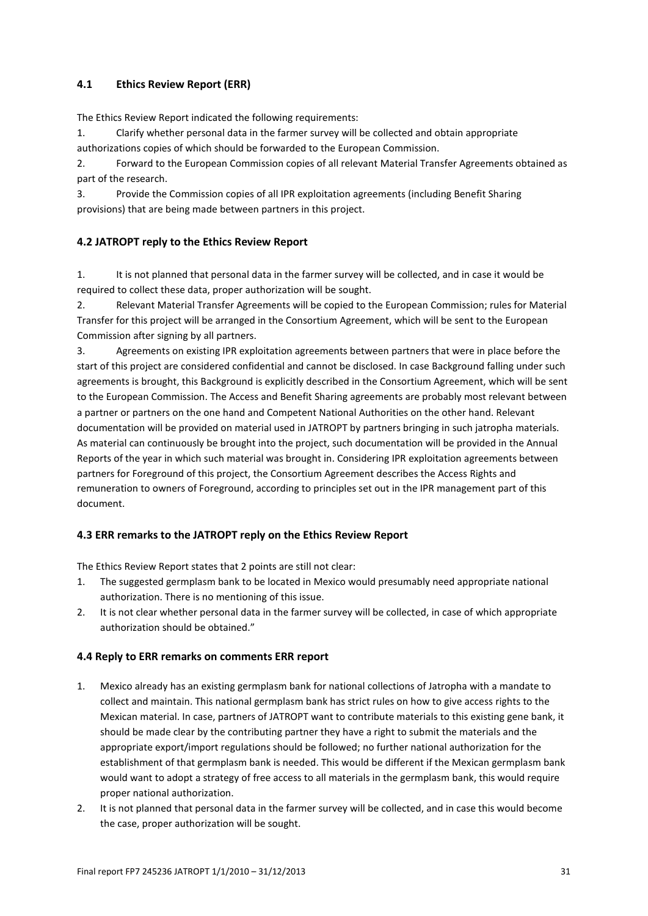### 4.1 Ethics Review Report (ERR)

The Ethics Review Report indicated the following requirements:

1. Clarify whether personal data in the farmer survey will be collected and obtain appropriate authorizations copies of which should be forwarded to the European Commission.
2. Forward to the European Commission copies of all relevant Material Transfer Agreements obtained as part of the research.
3. Provide the Commission copies of all IPR exploitation agreements (including Benefit Sharing provisions) that are being made between partners in this project.

### 4.2 JATROPT reply to the Ethics Review Report

1. It is not planned that personal data in the farmer survey will be collected, and in case it would be required to collect these data, proper authorization will be sought.
2. Relevant Material Transfer Agreements will be copied to the European Commission; rules for Material Transfer for this project will be arranged in the Consortium Agreement, which will be sent to the European Commission after signing by all partners.
3. Agreements on existing IPR exploitation agreements between partners that were in place before the start of this project are considered confidential and cannot be disclosed. In case Background falling under such agreements is brought, this Background is explicitly described in the Consortium Agreement, which will be sent to the European Commission. The Access and Benefit Sharing agreements are probably most relevant between a partner or partners on the one hand and Competent National Authorities on the other hand. Relevant documentation will be provided on material used in JATROPT by partners bringing in such jatropha materials. As material can continuously be brought into the project, such documentation will be provided in the Annual Reports of the year in which such material was brought in. Considering IPR exploitation agreements between partners for Foreground of this project, the Consortium Agreement describes the Access Rights and remuneration to owners of Foreground, according to principles set out in the IPR management part of this document.

### 4.3 ERR remarks to the JATROPT reply on the Ethics Review Report

The Ethics Review Report states that 2 points are still not clear:

1. The suggested germplasm bank to be located in Mexico would presumably need appropriate national authorization. There is no mentioning of this issue.
2. It is not clear whether personal data in the farmer survey will be collected, in case of which appropriate authorization should be obtained."

### 4.4 Reply to ERR remarks on comments ERR report

1. Mexico already has an existing germplasm bank for national collections of Jatropha with a mandate to collect and maintain. This national germplasm bank has strict rules on how to give access rights to the Mexican material. In case, partners of JATROPT want to contribute materials to this existing gene bank, it should be made clear by the contributing partner they have a right to submit the materials and the appropriate export/import regulations should be followed; no further national authorization for the establishment of that germplasm bank is needed. This would be different if the Mexican germplasm bank would want to adopt a strategy of free access to all materials in the germplasm bank, this would require proper national authorization.
2. It is not planned that personal data in the farmer survey will be collected, and in case this would become the case, proper authorization will be sought.